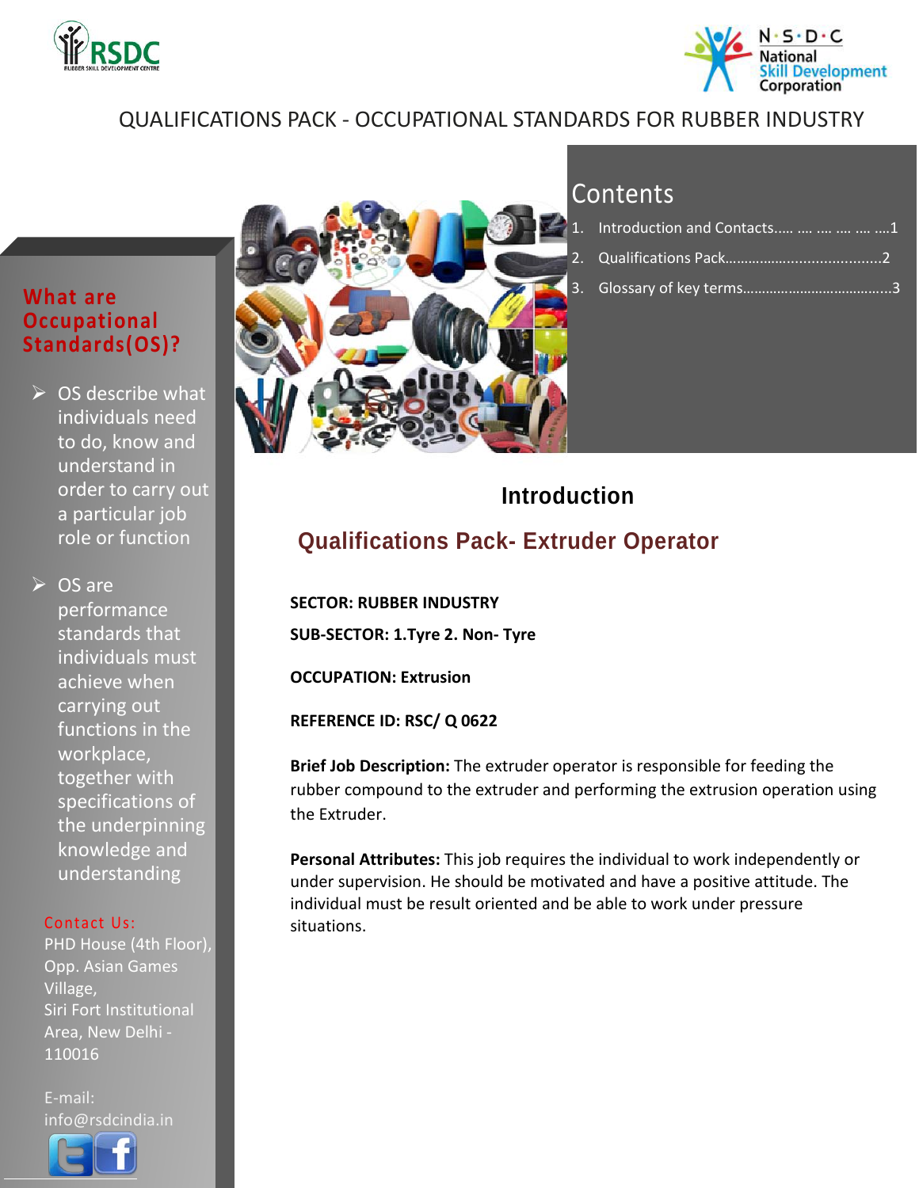QUALIFICATIONS PACK - OCCUPATIONAL STANDARDS FOR RUBBER INDUSTRY

## Contents

1. Introduction and Contacts..... .... .... .... .... ....1
2. Qualifications Pack.......................................2
3. Glossary of key terms......................................3

## What are Occupational Standards(OS)?

- OS describe what individuals need to do, know and understand in order to carry out a particular job role or function
- OS are performance standards that individuals must achieve when carrying out functions in the workplace, together with specifications of the underpinning knowledge and understanding

Contact Us:
PHD House (4th Floor), Opp. Asian Games Village,
Siri Fort Institutional Area, New Delhi - 110016

E-mail: info@rsdcindia.in

# Introduction

## Qualifications Pack- Extruder Operator

**SECTOR: RUBBER INDUSTRY**

**SUB-SECTOR: 1.Tyre 2. Non- Tyre**

**OCCUPATION: Extrusion**

**REFERENCE ID: RSC/ Q 0622**

**Brief Job Description:** The extruder operator is responsible for feeding the rubber compound to the extruder and performing the extrusion operation using the Extruder.

**Personal Attributes:** This job requires the individual to work independently or under supervision. He should be motivated and have a positive attitude. The individual must be result oriented and be able to work under pressure situations.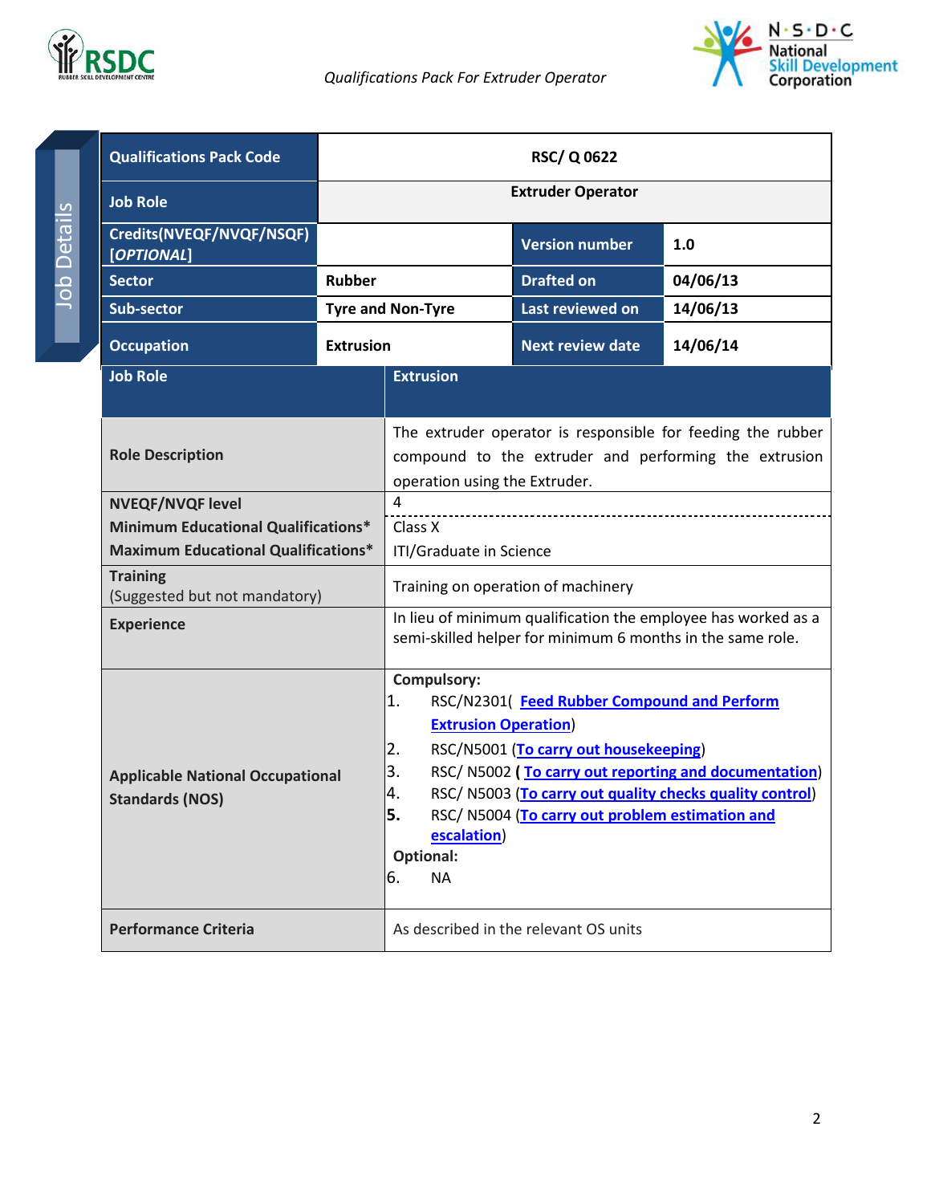Job Details

| Qualifications Pack Code | RSC/ Q 0622 | | |
|---|---|---|---|
| Job Role | Extruder Operator | | |
| Credits(NVEQF/NVQF/NSQF) [*OPTIONAL*] | | Version number | 1.0 |
| Sector | Rubber | Drafted on | 04/06/13 |
| Sub-sector | Tyre and Non-Tyre | Last reviewed on | 14/06/13 |
| Occupation | Extrusion | Next review date | 14/06/14 |

| Job Role | Extrusion |
|---|---|
| Role Description | The extruder operator is responsible for feeding the rubber compound to the extruder and performing the extrusion operation using the Extruder. |
| NVEQF/NVQF level | 4 |
| Minimum Educational Qualifications* | Class X |
| Maximum Educational Qualifications* | ITI/Graduate in Science |
| **Training** (Suggested but not mandatory) | Training on operation of machinery |
| Experience | In lieu of minimum qualification the employee has worked as a semi-skilled helper for minimum 6 months in the same role. |
| Applicable National Occupational Standards (NOS) | **Compulsory:** 1. RSC/N2301( Feed Rubber Compound and Perform Extrusion Operation) 2. RSC/N5001 (To carry out housekeeping) 3. RSC/ N5002 ( To carry out reporting and documentation) 4. RSC/ N5003 (To carry out quality checks quality control) 5. RSC/ N5004 (To carry out problem estimation and escalation) **Optional:** 6. NA |
| Performance Criteria | As described in the relevant OS units |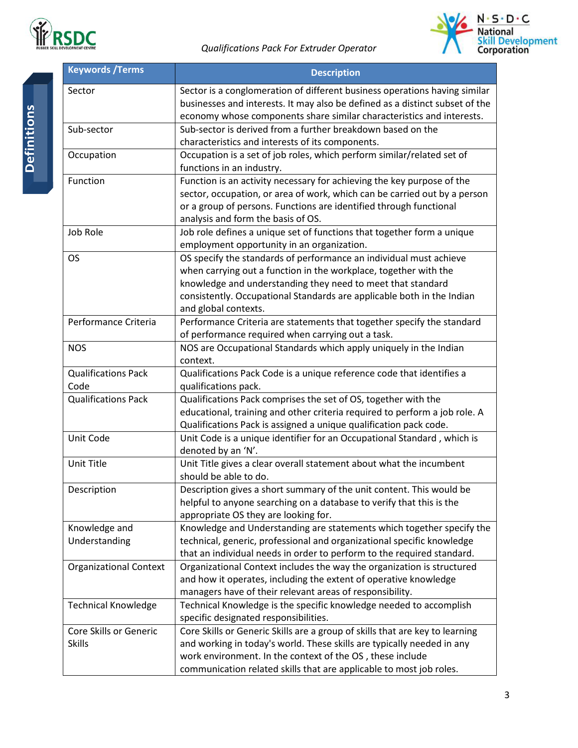Definitions

| Keywords /Terms | Description |
|---|---|
| Sector | Sector is a conglomeration of different business operations having similar businesses and interests. It may also be defined as a distinct subset of the economy whose components share similar characteristics and interests. |
| Sub-sector | Sub-sector is derived from a further breakdown based on the characteristics and interests of its components. |
| Occupation | Occupation is a set of job roles, which perform similar/related set of functions in an industry. |
| Function | Function is an activity necessary for achieving the key purpose of the sector, occupation, or area of work, which can be carried out by a person or a group of persons. Functions are identified through functional analysis and form the basis of OS. |
| Job Role | Job role defines a unique set of functions that together form a unique employment opportunity in an organization. |
| OS | OS specify the standards of performance an individual must achieve when carrying out a function in the workplace, together with the knowledge and understanding they need to meet that standard consistently. Occupational Standards are applicable both in the Indian and global contexts. |
| Performance Criteria | Performance Criteria are statements that together specify the standard of performance required when carrying out a task. |
| NOS | NOS are Occupational Standards which apply uniquely in the Indian context. |
| Qualifications Pack Code | Qualifications Pack Code is a unique reference code that identifies a qualifications pack. |
| Qualifications Pack | Qualifications Pack comprises the set of OS, together with the educational, training and other criteria required to perform a job role. A Qualifications Pack is assigned a unique qualification pack code. |
| Unit Code | Unit Code is a unique identifier for an Occupational Standard , which is denoted by an 'N'. |
| Unit Title | Unit Title gives a clear overall statement about what the incumbent should be able to do. |
| Description | Description gives a short summary of the unit content. This would be helpful to anyone searching on a database to verify that this is the appropriate OS they are looking for. |
| Knowledge and Understanding | Knowledge and Understanding are statements which together specify the technical, generic, professional and organizational specific knowledge that an individual needs in order to perform to the required standard. |
| Organizational Context | Organizational Context includes the way the organization is structured and how it operates, including the extent of operative knowledge managers have of their relevant areas of responsibility. |
| Technical Knowledge | Technical Knowledge is the specific knowledge needed to accomplish specific designated responsibilities. |
| Core Skills or Generic Skills | Core Skills or Generic Skills are a group of skills that are key to learning and working in today's world. These skills are typically needed in any work environment. In the context of the OS , these include communication related skills that are applicable to most job roles. |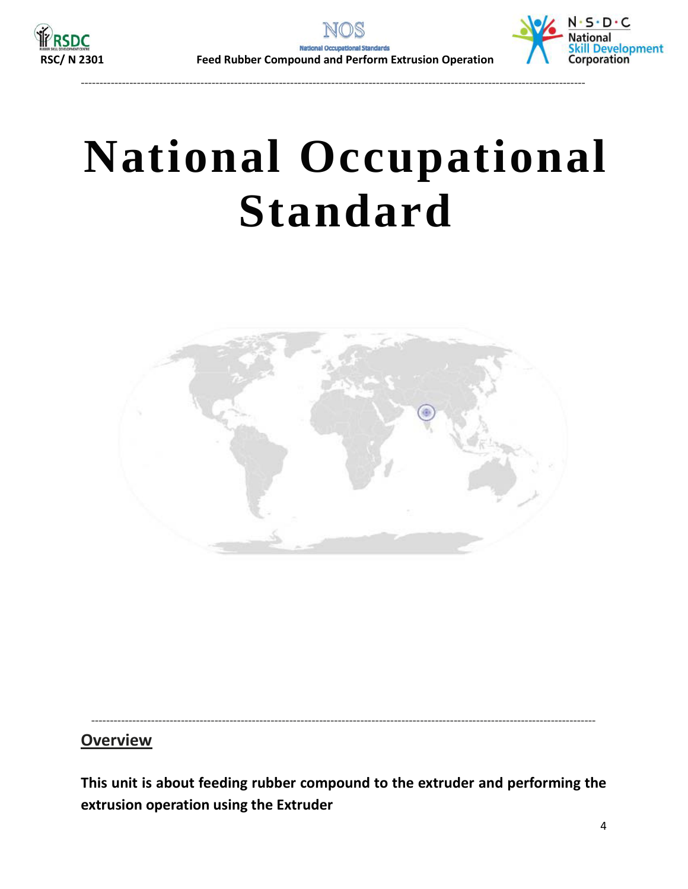# National Occupational Standard

## Overview

**This unit is about feeding rubber compound to the extruder and performing the extrusion operation using the Extruder**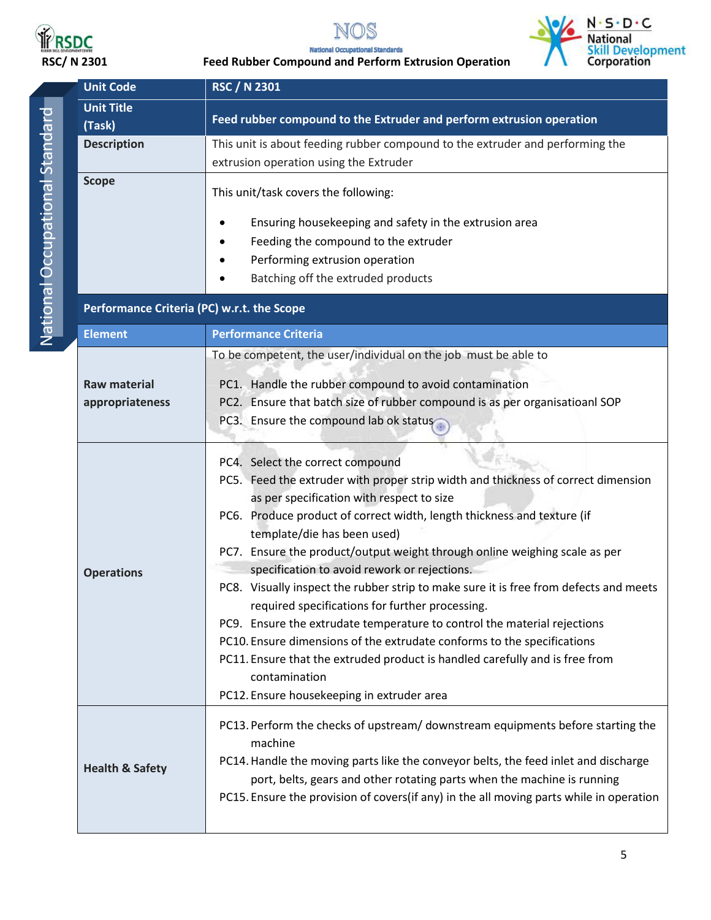| Unit Code | RSC / N 2301 |
|---|---|
| Unit Title (Task) | Feed rubber compound to the Extruder and perform extrusion operation |
| Description | This unit is about feeding rubber compound to the extruder and performing the extrusion operation using the Extruder |
| Scope | This unit/task covers the following:<br>• Ensuring housekeeping and safety in the extrusion area<br>• Feeding the compound to the extruder<br>• Performing extrusion operation<br>• Batching off the extruded products |

**Performance Criteria (PC) w.r.t. the Scope**

| Element | Performance Criteria |
|---|---|
| Raw material appropriateness | To be competent, the user/individual on the job must be able to<br>PC1. Handle the rubber compound to avoid contamination<br>PC2. Ensure that batch size of rubber compound is as per organisatioanl SOP<br>PC3. Ensure the compound lab ok status |
| Operations | PC4. Select the correct compound<br>PC5. Feed the extruder with proper strip width and thickness of correct dimension as per specification with respect to size<br>PC6. Produce product of correct width, length thickness and texture (if template/die has been used)<br>PC7. Ensure the product/output weight through online weighing scale as per specification to avoid rework or rejections.<br>PC8. Visually inspect the rubber strip to make sure it is free from defects and meets required specifications for further processing.<br>PC9. Ensure the extrudate temperature to control the material rejections<br>PC10. Ensure dimensions of the extrudate conforms to the specifications<br>PC11. Ensure that the extruded product is handled carefully and is free from contamination<br>PC12. Ensure housekeeping in extruder area |
| Health & Safety | PC13. Perform the checks of upstream/ downstream equipments before starting the machine<br>PC14. Handle the moving parts like the conveyor belts, the feed inlet and discharge port, belts, gears and other rotating parts when the machine is running<br>PC15. Ensure the provision of covers(if any) in the all moving parts while in operation |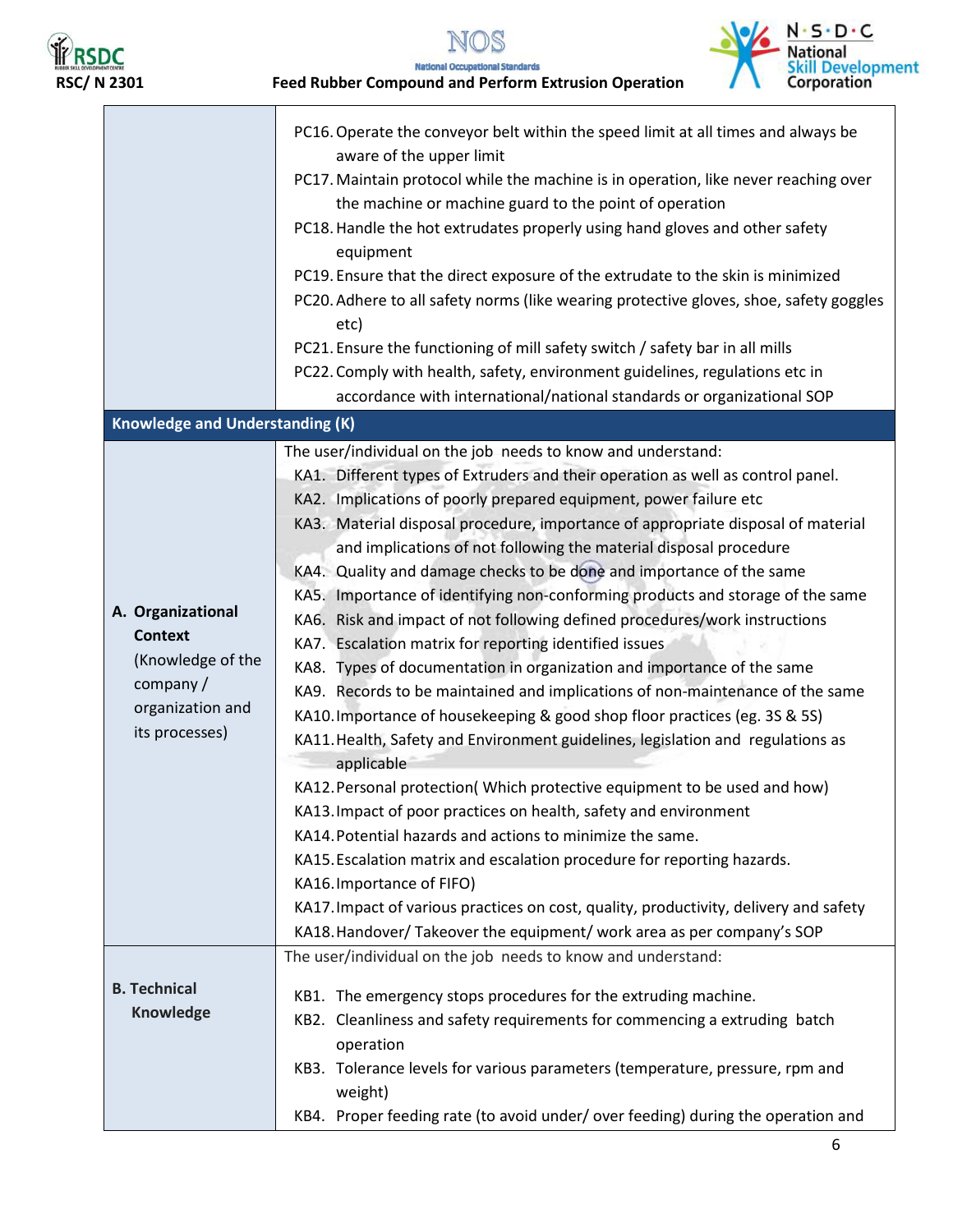| | |
|---|---|
| | PC16. Operate the conveyor belt within the speed limit at all times and always be aware of the upper limit<br>PC17. Maintain protocol while the machine is in operation, like never reaching over the machine or machine guard to the point of operation<br>PC18. Handle the hot extrudates properly using hand gloves and other safety equipment<br>PC19. Ensure that the direct exposure of the extrudate to the skin is minimized<br>PC20. Adhere to all safety norms (like wearing protective gloves, shoe, safety goggles etc)<br>PC21. Ensure the functioning of mill safety switch / safety bar in all mills<br>PC22. Comply with health, safety, environment guidelines, regulations etc in accordance with international/national standards or organizational SOP |
| **Knowledge and Understanding (K)** | |
| **A. Organizational Context** (Knowledge of the company / organization and its processes) | The user/individual on the job needs to know and understand:<br>KA1. Different types of Extruders and their operation as well as control panel.<br>KA2. Implications of poorly prepared equipment, power failure etc<br>KA3. Material disposal procedure, importance of appropriate disposal of material and implications of not following the material disposal procedure<br>KA4. Quality and damage checks to be done and importance of the same<br>KA5. Importance of identifying non-conforming products and storage of the same<br>KA6. Risk and impact of not following defined procedures/work instructions<br>KA7. Escalation matrix for reporting identified issues<br>KA8. Types of documentation in organization and importance of the same<br>KA9. Records to be maintained and implications of non-maintenance of the same<br>KA10. Importance of housekeeping & good shop floor practices (eg. 3S & 5S)<br>KA11. Health, Safety and Environment guidelines, legislation and regulations as applicable<br>KA12. Personal protection( Which protective equipment to be used and how)<br>KA13. Impact of poor practices on health, safety and environment<br>KA14. Potential hazards and actions to minimize the same.<br>KA15. Escalation matrix and escalation procedure for reporting hazards.<br>KA16. Importance of FIFO)<br>KA17. Impact of various practices on cost, quality, productivity, delivery and safety<br>KA18. Handover/ Takeover the equipment/ work area as per company's SOP |
| **B. Technical Knowledge** | The user/individual on the job needs to know and understand:<br>KB1. The emergency stops procedures for the extruding machine.<br>KB2. Cleanliness and safety requirements for commencing a extruding batch operation<br>KB3. Tolerance levels for various parameters (temperature, pressure, rpm and weight)<br>KB4. Proper feeding rate (to avoid under/ over feeding) during the operation and |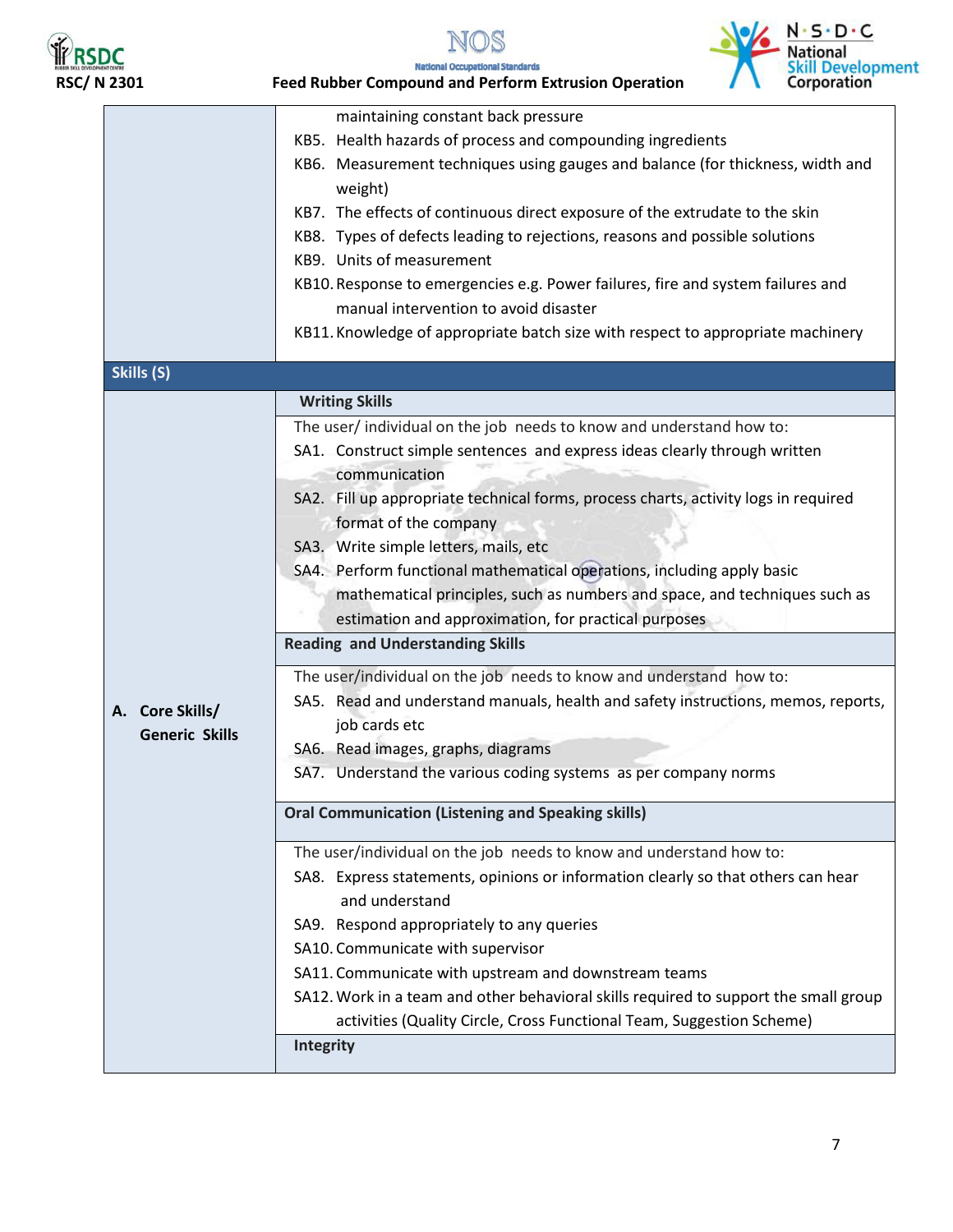| | |
|---|---|
| | maintaining constant back pressure<br>KB5. Health hazards of process and compounding ingredients<br>KB6. Measurement techniques using gauges and balance (for thickness, width and weight)<br>KB7. The effects of continuous direct exposure of the extrudate to the skin<br>KB8. Types of defects leading to rejections, reasons and possible solutions<br>KB9. Units of measurement<br>KB10. Response to emergencies e.g. Power failures, fire and system failures and manual intervention to avoid disaster<br>KB11. Knowledge of appropriate batch size with respect to appropriate machinery |
| **Skills (S)** | |
| **A. Core Skills/ Generic Skills** | **Writing Skills** |
| | The user/ individual on the job needs to know and understand how to:<br>SA1. Construct simple sentences and express ideas clearly through written communication<br>SA2. Fill up appropriate technical forms, process charts, activity logs in required format of the company<br>SA3. Write simple letters, mails, etc<br>SA4. Perform functional mathematical operations, including apply basic mathematical principles, such as numbers and space, and techniques such as estimation and approximation, for practical purposes |
| | **Reading and Understanding Skills** |
| | The user/individual on the job needs to know and understand how to:<br>SA5. Read and understand manuals, health and safety instructions, memos, reports, job cards etc<br>SA6. Read images, graphs, diagrams<br>SA7. Understand the various coding systems as per company norms |
| | **Oral Communication (Listening and Speaking skills)** |
| | The user/individual on the job needs to know and understand how to:<br>SA8. Express statements, opinions or information clearly so that others can hear and understand<br>SA9. Respond appropriately to any queries<br>SA10. Communicate with supervisor<br>SA11. Communicate with upstream and downstream teams<br>SA12. Work in a team and other behavioral skills required to support the small group activities (Quality Circle, Cross Functional Team, Suggestion Scheme) |
| | **Integrity** |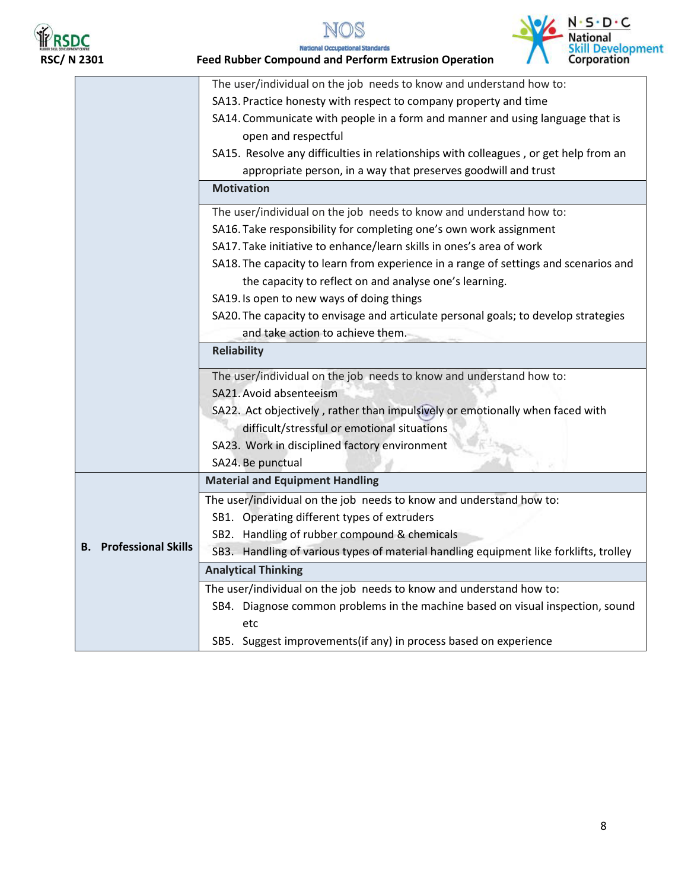| | |
|---|---|
| | The user/individual on the job needs to know and understand how to:<br>SA13. Practice honesty with respect to company property and time<br>SA14. Communicate with people in a form and manner and using language that is open and respectful<br>SA15. Resolve any difficulties in relationships with colleagues , or get help from an appropriate person, in a way that preserves goodwill and trust |
| | **Motivation** |
| | The user/individual on the job needs to know and understand how to:<br>SA16. Take responsibility for completing one's own work assignment<br>SA17. Take initiative to enhance/learn skills in ones's area of work<br>SA18. The capacity to learn from experience in a range of settings and scenarios and the capacity to reflect on and analyse one's learning.<br>SA19. Is open to new ways of doing things<br>SA20. The capacity to envisage and articulate personal goals; to develop strategies and take action to achieve them. |
| | **Reliability** |
| | The user/individual on the job needs to know and understand how to:<br>SA21. Avoid absenteeism<br>SA22. Act objectively , rather than impulsively or emotionally when faced with difficult/stressful or emotional situations<br>SA23. Work in disciplined factory environment<br>SA24. Be punctual |
| **B. Professional Skills** | **Material and Equipment Handling** |
| | The user/individual on the job needs to know and understand how to:<br>SB1. Operating different types of extruders<br>SB2. Handling of rubber compound & chemicals<br>SB3. Handling of various types of material handling equipment like forklifts, trolley |
| | **Analytical Thinking** |
| | The user/individual on the job needs to know and understand how to:<br>SB4. Diagnose common problems in the machine based on visual inspection, sound etc<br>SB5. Suggest improvements(if any) in process based on experience |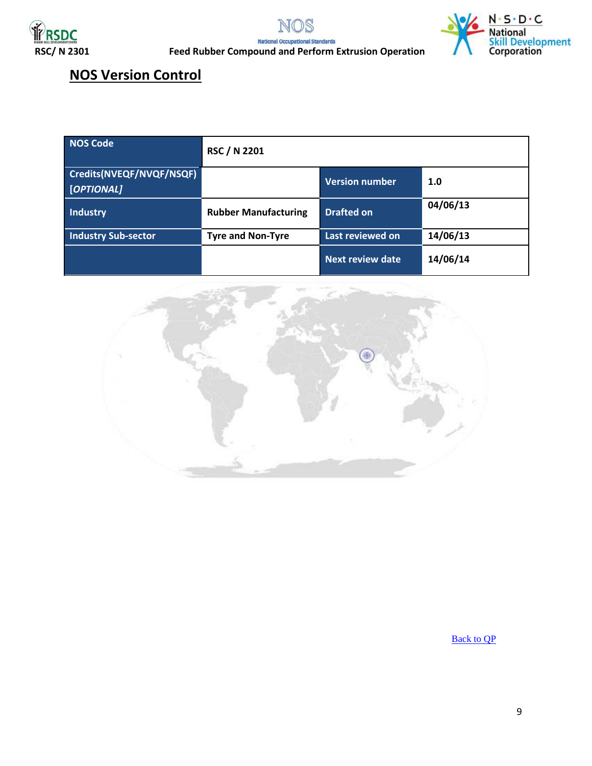## NOS Version Control

| NOS Code | RSC / N 2201 | | |
|---|---|---|---|
| Credits(NVEQF/NVQF/NSQF) *[OPTIONAL]* | | Version number | 1.0 |
| Industry | Rubber Manufacturing | Drafted on | 04/06/13 |
| Industry Sub-sector | Tyre and Non-Tyre | Last reviewed on | 14/06/13 |
| | | Next review date | 14/06/14 |

Back to QP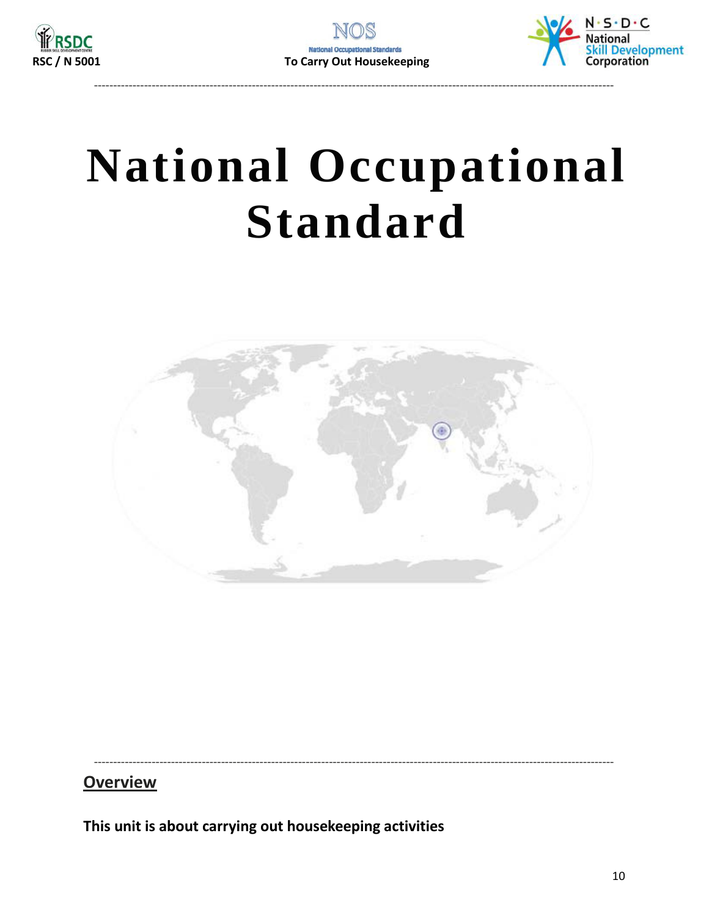# National Occupational Standard

## Overview

**This unit is about carrying out housekeeping activities**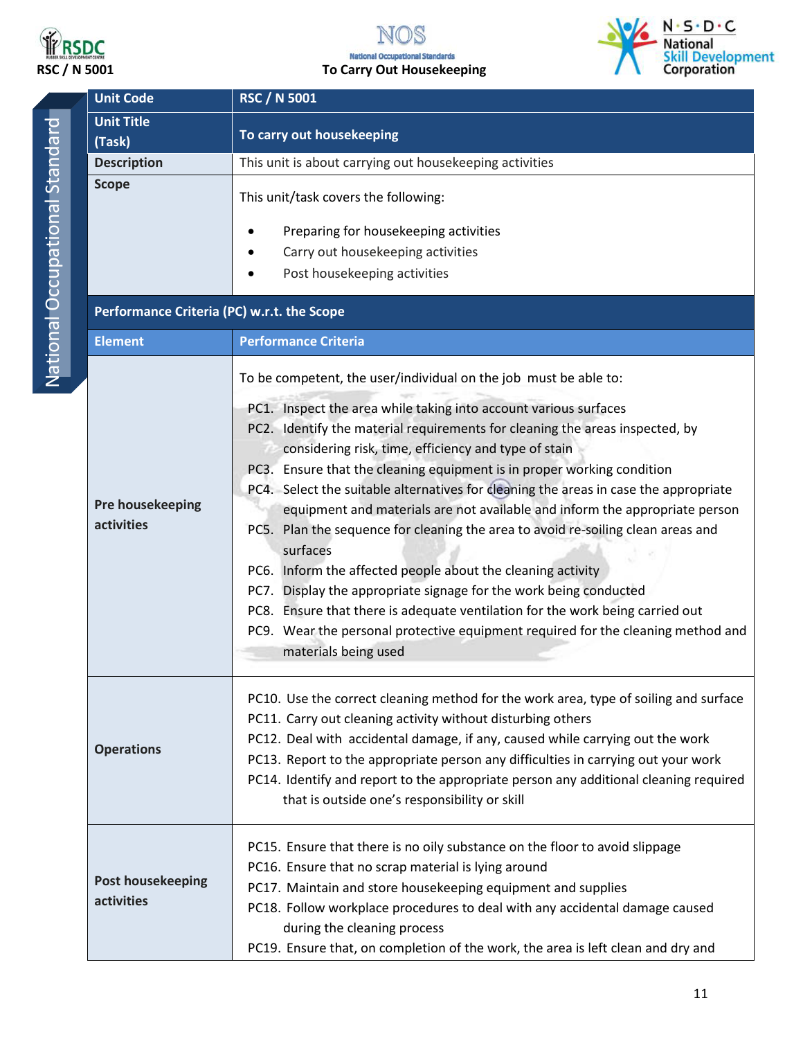| Unit Code | RSC / N 5001 |
|---|---|
| Unit Title (Task) | To carry out housekeeping |
| Description | This unit is about carrying out housekeeping activities |
| Scope | This unit/task covers the following:<br>• Preparing for housekeeping activities<br>• Carry out housekeeping activities<br>• Post housekeeping activities |
| **Performance Criteria (PC) w.r.t. the Scope** | |
| **Element** | **Performance Criteria** |
| Pre housekeeping activities | To be competent, the user/individual on the job must be able to:<br>PC1. Inspect the area while taking into account various surfaces<br>PC2. Identify the material requirements for cleaning the areas inspected, by considering risk, time, efficiency and type of stain<br>PC3. Ensure that the cleaning equipment is in proper working condition<br>PC4. Select the suitable alternatives for cleaning the areas in case the appropriate equipment and materials are not available and inform the appropriate person<br>PC5. Plan the sequence for cleaning the area to avoid re-soiling clean areas and surfaces<br>PC6. Inform the affected people about the cleaning activity<br>PC7. Display the appropriate signage for the work being conducted<br>PC8. Ensure that there is adequate ventilation for the work being carried out<br>PC9. Wear the personal protective equipment required for the cleaning method and materials being used |
| Operations | PC10. Use the correct cleaning method for the work area, type of soiling and surface<br>PC11. Carry out cleaning activity without disturbing others<br>PC12. Deal with accidental damage, if any, caused while carrying out the work<br>PC13. Report to the appropriate person any difficulties in carrying out your work<br>PC14. Identify and report to the appropriate person any additional cleaning required that is outside one's responsibility or skill |
| Post housekeeping activities | PC15. Ensure that there is no oily substance on the floor to avoid slippage<br>PC16. Ensure that no scrap material is lying around<br>PC17. Maintain and store housekeeping equipment and supplies<br>PC18. Follow workplace procedures to deal with any accidental damage caused during the cleaning process<br>PC19. Ensure that, on completion of the work, the area is left clean and dry and |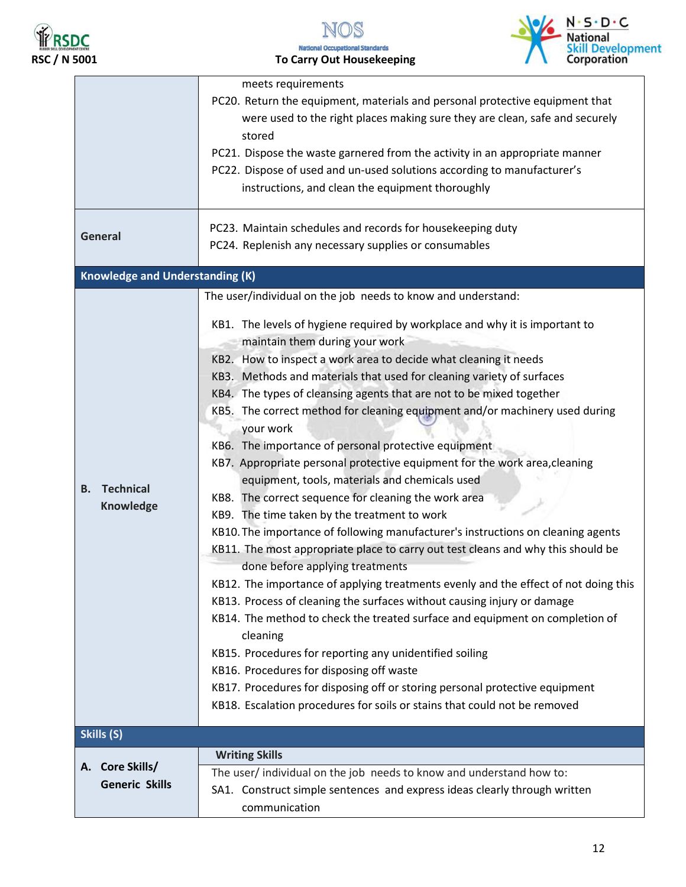| | |
|---|---|
| | meets requirements<br>PC20. Return the equipment, materials and personal protective equipment that were used to the right places making sure they are clean, safe and securely stored<br>PC21. Dispose the waste garnered from the activity in an appropriate manner<br>PC22. Dispose of used and un-used solutions according to manufacturer's instructions, and clean the equipment thoroughly |
| **General** | PC23. Maintain schedules and records for housekeeping duty<br>PC24. Replenish any necessary supplies or consumables |
| **Knowledge and Understanding (K)** | |
| **B. Technical Knowledge** | The user/individual on the job needs to know and understand:<br>KB1. The levels of hygiene required by workplace and why it is important to maintain them during your work<br>KB2. How to inspect a work area to decide what cleaning it needs<br>KB3. Methods and materials that used for cleaning variety of surfaces<br>KB4. The types of cleansing agents that are not to be mixed together<br>KB5. The correct method for cleaning equipment and/or machinery used during your work<br>KB6. The importance of personal protective equipment<br>KB7. Appropriate personal protective equipment for the work area,cleaning equipment, tools, materials and chemicals used<br>KB8. The correct sequence for cleaning the work area<br>KB9. The time taken by the treatment to work<br>KB10. The importance of following manufacturer's instructions on cleaning agents<br>KB11. The most appropriate place to carry out test cleans and why this should be done before applying treatments<br>KB12. The importance of applying treatments evenly and the effect of not doing this<br>KB13. Process of cleaning the surfaces without causing injury or damage<br>KB14. The method to check the treated surface and equipment on completion of cleaning<br>KB15. Procedures for reporting any unidentified soiling<br>KB16. Procedures for disposing off waste<br>KB17. Procedures for disposing off or storing personal protective equipment<br>KB18. Escalation procedures for soils or stains that could not be removed |
| **Skills (S)** | |
| **A. Core Skills/ Generic Skills** | **Writing Skills**<br>The user/ individual on the job needs to know and understand how to:<br>SA1. Construct simple sentences and express ideas clearly through written communication |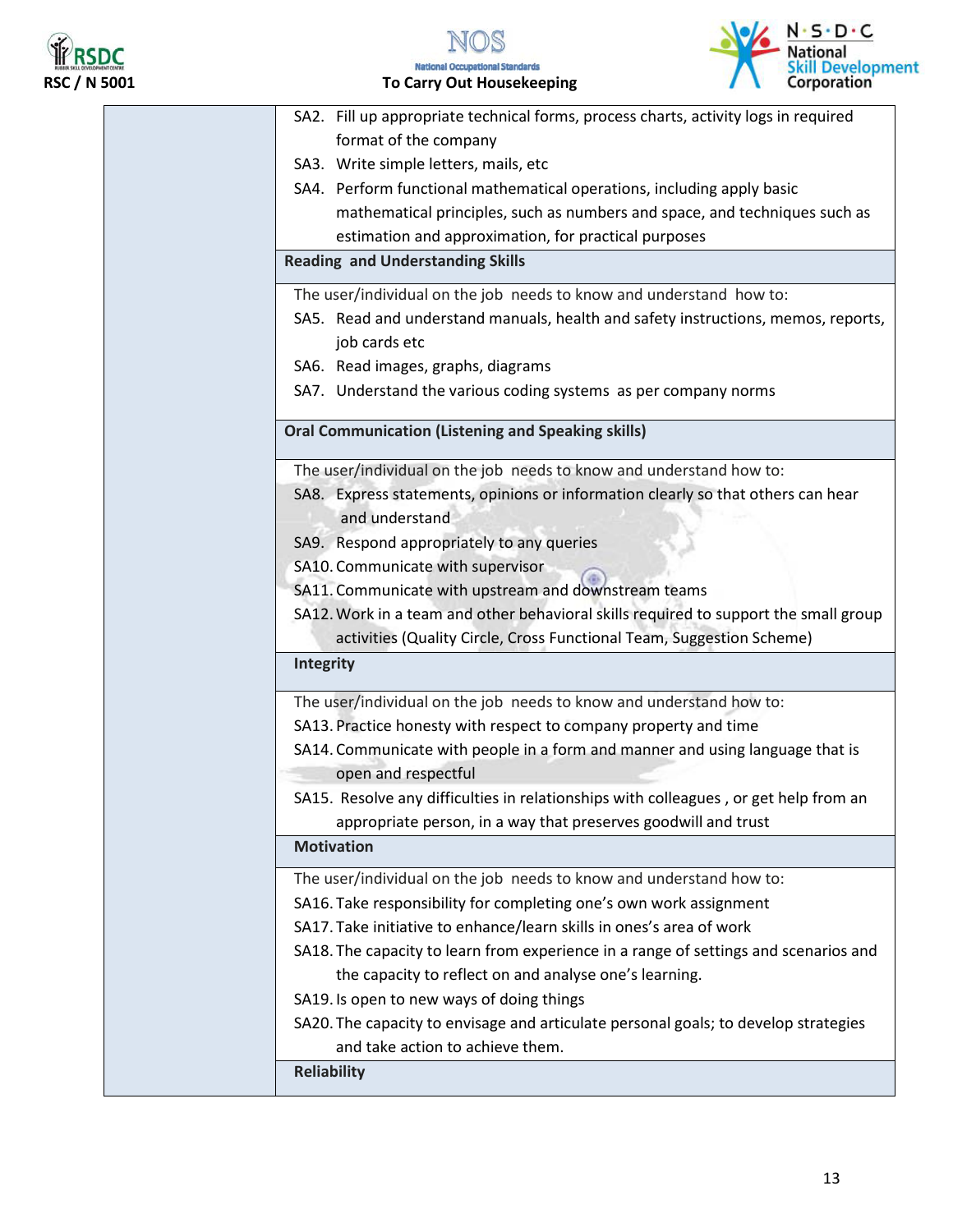| | |
|---|---|
| | SA2. Fill up appropriate technical forms, process charts, activity logs in required format of the company<br>SA3. Write simple letters, mails, etc<br>SA4. Perform functional mathematical operations, including apply basic mathematical principles, such as numbers and space, and techniques such as estimation and approximation, for practical purposes |
| | **Reading and Understanding Skills** |
| | The user/individual on the job needs to know and understand how to:<br>SA5. Read and understand manuals, health and safety instructions, memos, reports, job cards etc<br>SA6. Read images, graphs, diagrams<br>SA7. Understand the various coding systems as per company norms |
| | **Oral Communication (Listening and Speaking skills)** |
| | The user/individual on the job needs to know and understand how to:<br>SA8. Express statements, opinions or information clearly so that others can hear and understand<br>SA9. Respond appropriately to any queries<br>SA10. Communicate with supervisor<br>SA11. Communicate with upstream and downstream teams<br>SA12. Work in a team and other behavioral skills required to support the small group activities (Quality Circle, Cross Functional Team, Suggestion Scheme) |
| | **Integrity** |
| | The user/individual on the job needs to know and understand how to:<br>SA13. Practice honesty with respect to company property and time<br>SA14. Communicate with people in a form and manner and using language that is open and respectful<br>SA15. Resolve any difficulties in relationships with colleagues , or get help from an appropriate person, in a way that preserves goodwill and trust |
| | **Motivation** |
| | The user/individual on the job needs to know and understand how to:<br>SA16. Take responsibility for completing one's own work assignment<br>SA17. Take initiative to enhance/learn skills in ones's area of work<br>SA18. The capacity to learn from experience in a range of settings and scenarios and the capacity to reflect on and analyse one's learning.<br>SA19. Is open to new ways of doing things<br>SA20. The capacity to envisage and articulate personal goals; to develop strategies and take action to achieve them. |
| | **Reliability** |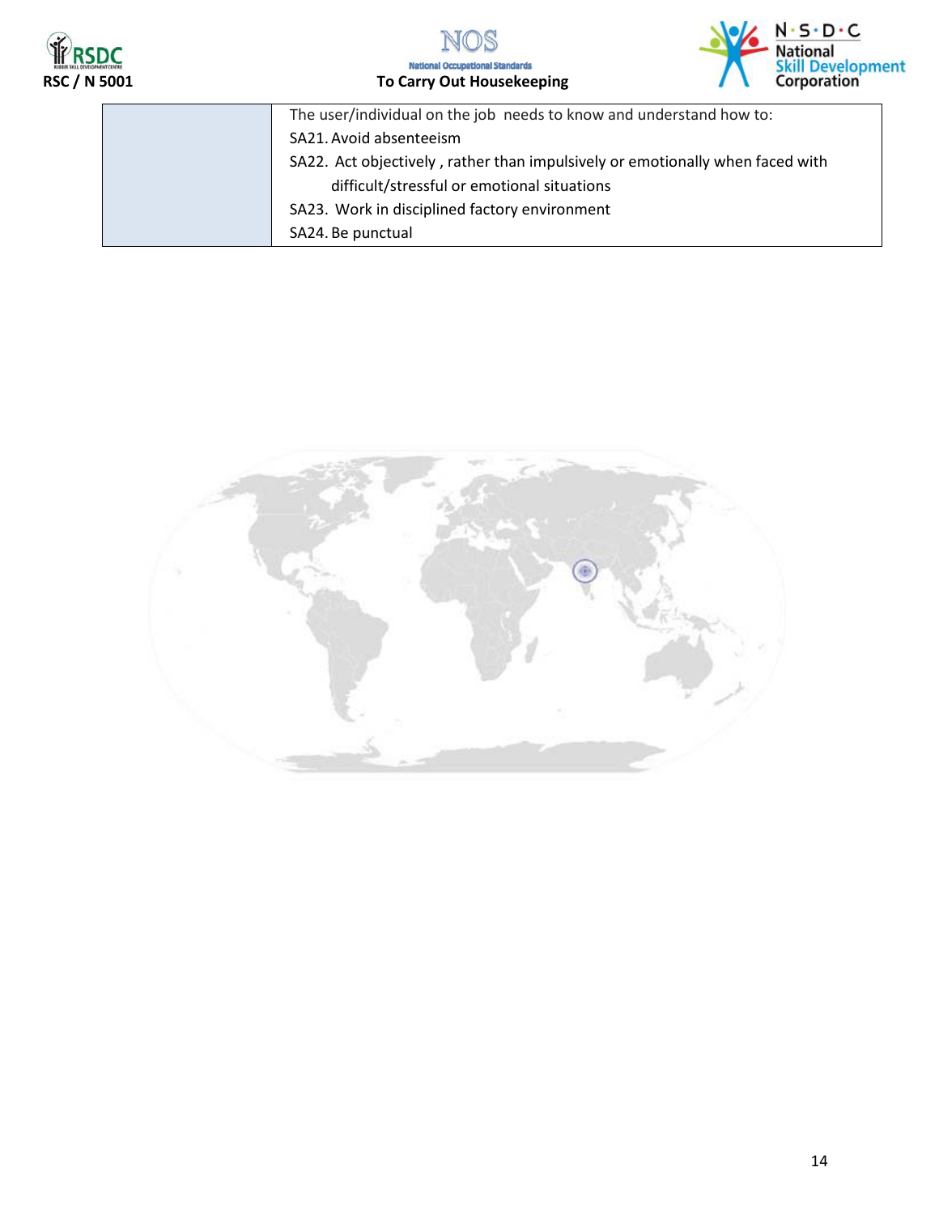|  | The user/individual on the job needs to know and understand how to:<br>SA21. Avoid absenteeism<br>SA22. Act objectively , rather than impulsively or emotionally when faced with difficult/stressful or emotional situations<br>SA23. Work in disciplined factory environment<br>SA24. Be punctual |
|---|---|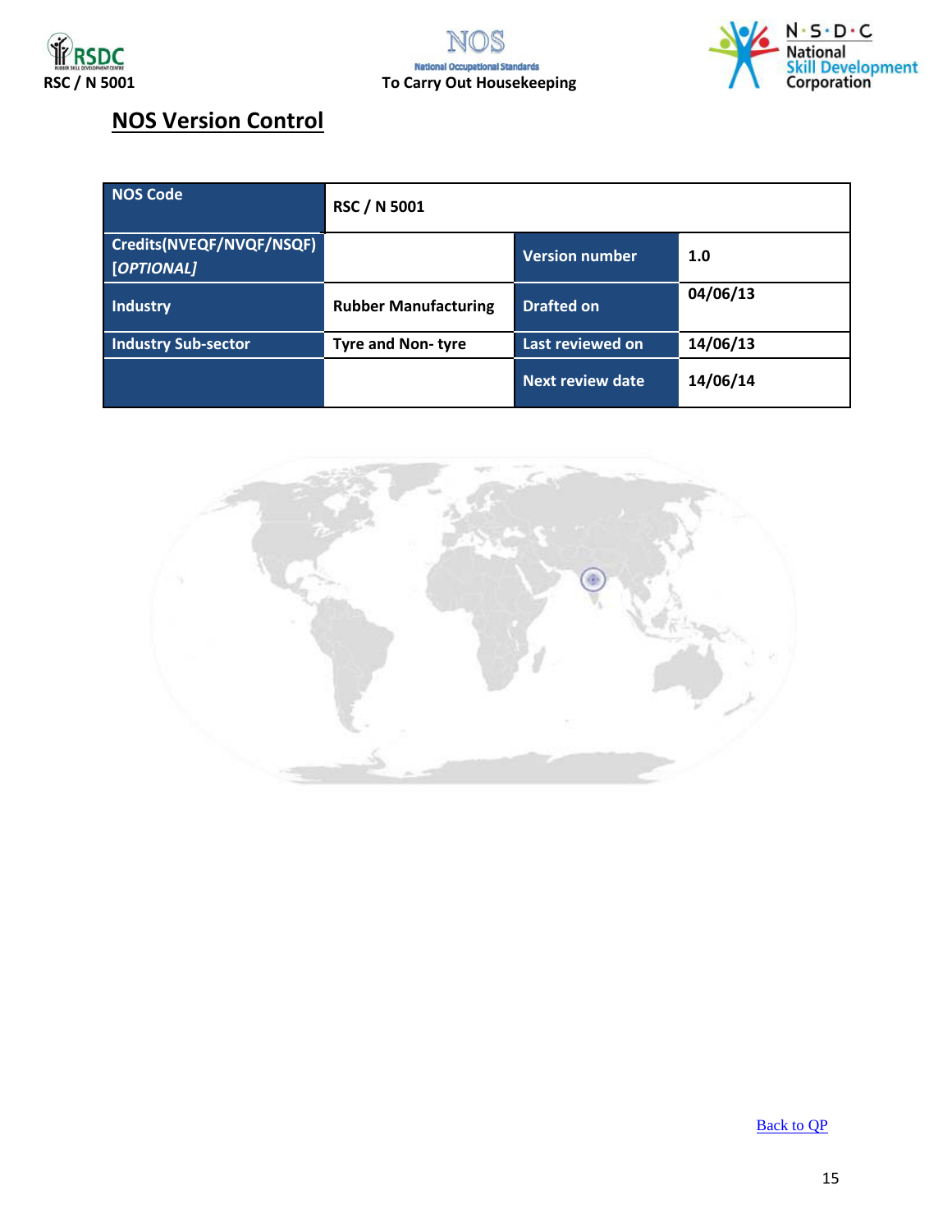## NOS Version Control

| NOS Code | RSC / N 5001 | | |
|---|---|---|---|
| Credits(NVEQF/NVQF/NSQF) *[OPTIONAL]* | | Version number | 1.0 |
| Industry | Rubber Manufacturing | Drafted on | 04/06/13 |
| Industry Sub-sector | Tyre and Non- tyre | Last reviewed on | 14/06/13 |
| | | Next review date | 14/06/14 |

Back to QP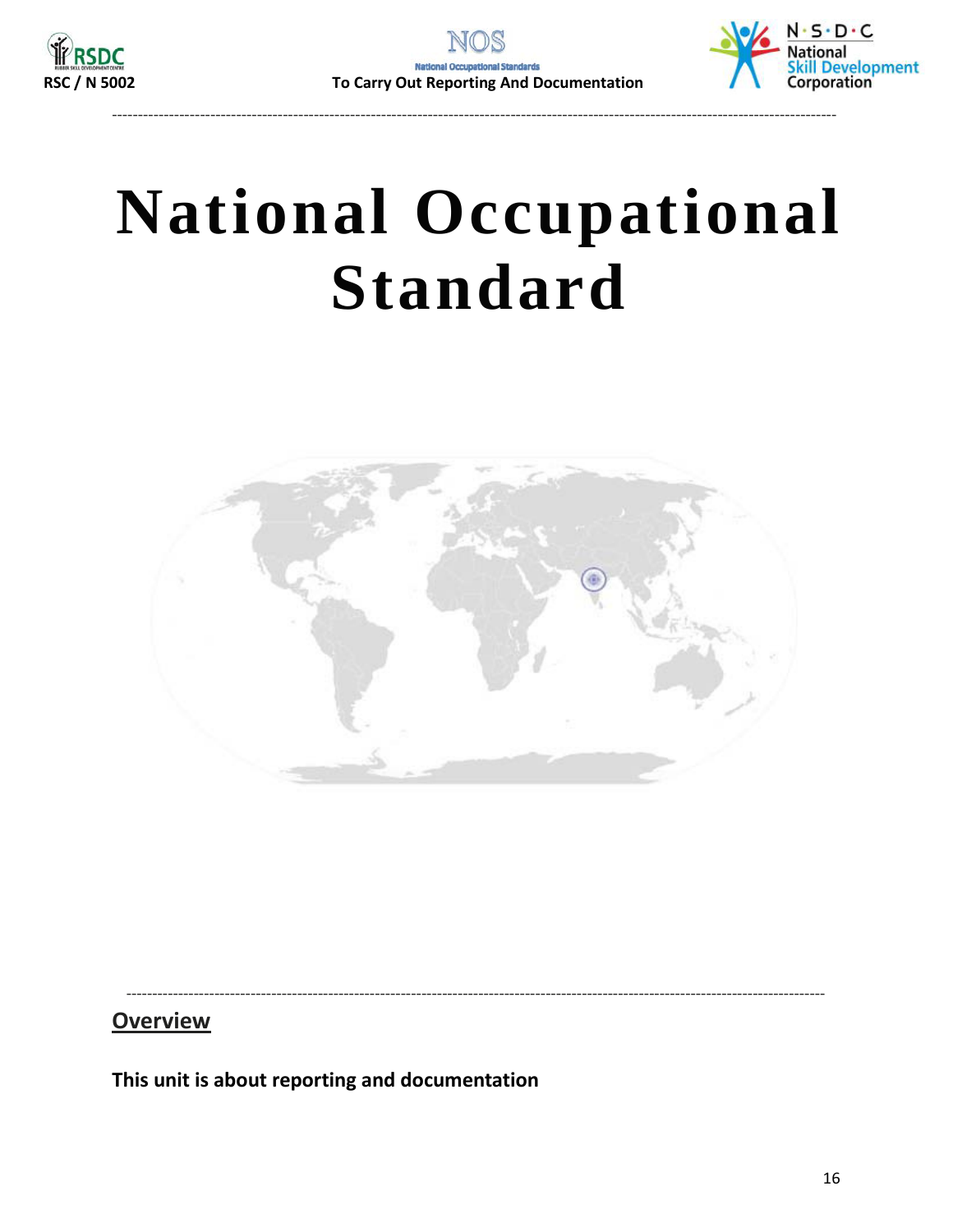# National Occupational Standard

## Overview

**This unit is about reporting and documentation**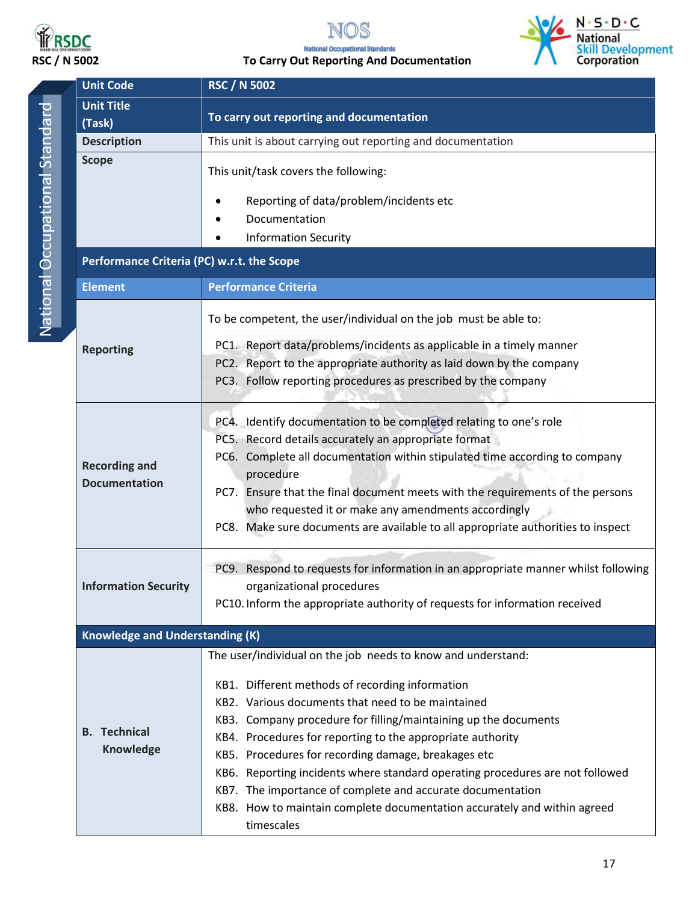RSC / N 5002

To Carry Out Reporting And Documentation

| Unit Code | RSC / N 5002 |
|---|---|
| Unit Title (Task) | To carry out reporting and documentation |
| Description | This unit is about carrying out reporting and documentation |
| Scope | This unit/task covers the following:<br>• Reporting of data/problem/incidents etc<br>• Documentation<br>• Information Security |
| **Performance Criteria (PC) w.r.t. the Scope** | |
| **Element** | **Performance Criteria** |
| **Reporting** | To be competent, the user/individual on the job must be able to:<br>PC1. Report data/problems/incidents as applicable in a timely manner<br>PC2. Report to the appropriate authority as laid down by the company<br>PC3. Follow reporting procedures as prescribed by the company |
| **Recording and Documentation** | PC4. Identify documentation to be completed relating to one's role<br>PC5. Record details accurately an appropriate format<br>PC6. Complete all documentation within stipulated time according to company procedure<br>PC7. Ensure that the final document meets with the requirements of the persons who requested it or make any amendments accordingly<br>PC8. Make sure documents are available to all appropriate authorities to inspect |
| **Information Security** | PC9. Respond to requests for information in an appropriate manner whilst following organizational procedures<br>PC10. Inform the appropriate authority of requests for information received |
| **Knowledge and Understanding (K)** | |
| **B. Technical Knowledge** | The user/individual on the job needs to know and understand:<br>KB1. Different methods of recording information<br>KB2. Various documents that need to be maintained<br>KB3. Company procedure for filling/maintaining up the documents<br>KB4. Procedures for reporting to the appropriate authority<br>KB5. Procedures for recording damage, breakages etc<br>KB6. Reporting incidents where standard operating procedures are not followed<br>KB7. The importance of complete and accurate documentation<br>KB8. How to maintain complete documentation accurately and within agreed timescales |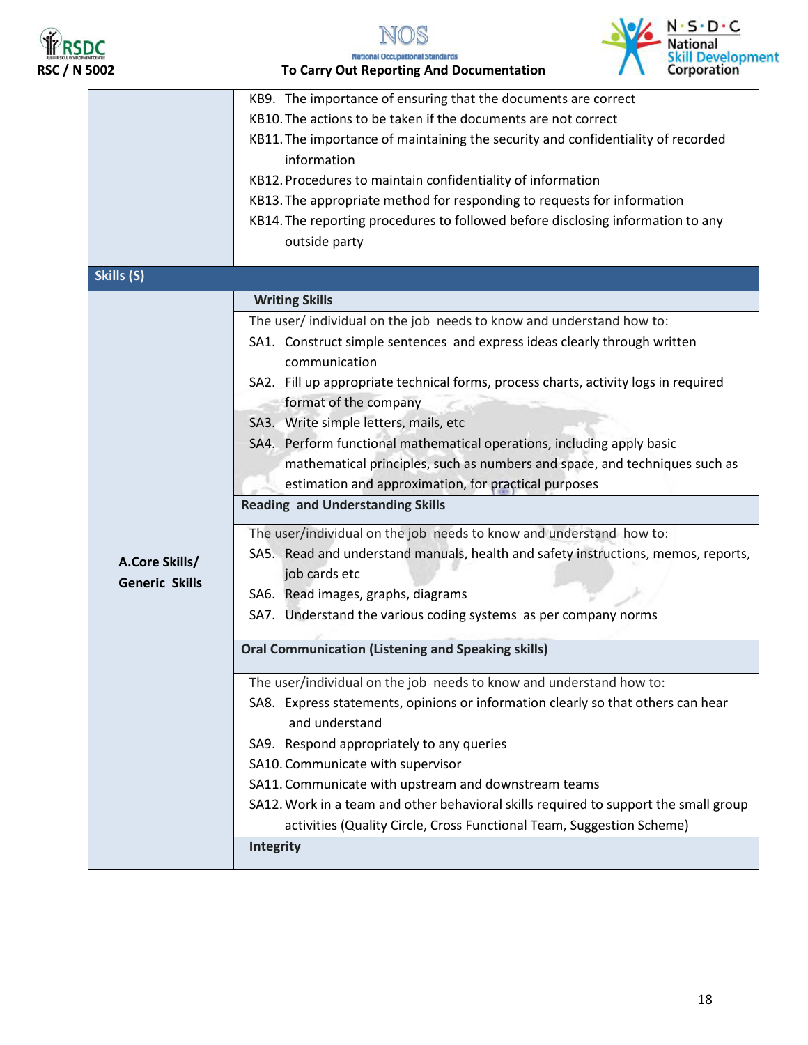| | |
|---|---|
| | KB9. The importance of ensuring that the documents are correct<br>KB10. The actions to be taken if the documents are not correct<br>KB11. The importance of maintaining the security and confidentiality of recorded information<br>KB12. Procedures to maintain confidentiality of information<br>KB13. The appropriate method for responding to requests for information<br>KB14. The reporting procedures to followed before disclosing information to any outside party |
| **Skills (S)** | |
| **A.Core Skills/ Generic Skills** | **Writing Skills** |
| | The user/ individual on the job needs to know and understand how to:<br>SA1. Construct simple sentences and express ideas clearly through written communication<br>SA2. Fill up appropriate technical forms, process charts, activity logs in required format of the company<br>SA3. Write simple letters, mails, etc<br>SA4. Perform functional mathematical operations, including apply basic mathematical principles, such as numbers and space, and techniques such as estimation and approximation, for practical purposes |
| | **Reading and Understanding Skills** |
| | The user/individual on the job needs to know and understand how to:<br>SA5. Read and understand manuals, health and safety instructions, memos, reports, job cards etc<br>SA6. Read images, graphs, diagrams<br>SA7. Understand the various coding systems as per company norms |
| | **Oral Communication (Listening and Speaking skills)** |
| | The user/individual on the job needs to know and understand how to:<br>SA8. Express statements, opinions or information clearly so that others can hear and understand<br>SA9. Respond appropriately to any queries<br>SA10. Communicate with supervisor<br>SA11. Communicate with upstream and downstream teams<br>SA12. Work in a team and other behavioral skills required to support the small group activities (Quality Circle, Cross Functional Team, Suggestion Scheme) |
| | **Integrity** |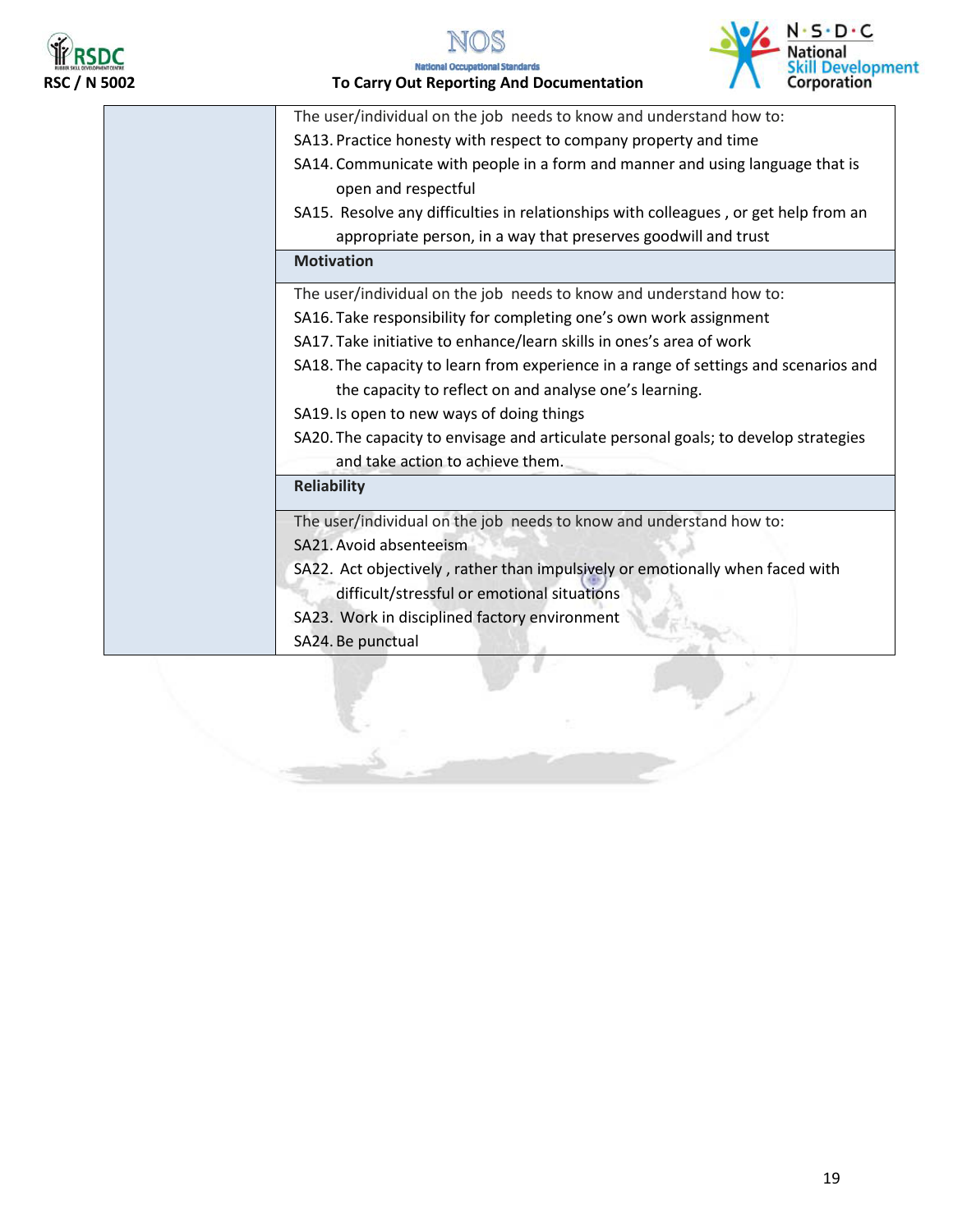| | |
|---|---|
| | The user/individual on the job needs to know and understand how to:<br>SA13. Practice honesty with respect to company property and time<br>SA14. Communicate with people in a form and manner and using language that is open and respectful<br>SA15. Resolve any difficulties in relationships with colleagues , or get help from an appropriate person, in a way that preserves goodwill and trust |
| | **Motivation** |
| | The user/individual on the job needs to know and understand how to:<br>SA16. Take responsibility for completing one's own work assignment<br>SA17. Take initiative to enhance/learn skills in ones's area of work<br>SA18. The capacity to learn from experience in a range of settings and scenarios and the capacity to reflect on and analyse one's learning.<br>SA19. Is open to new ways of doing things<br>SA20. The capacity to envisage and articulate personal goals; to develop strategies and take action to achieve them. |
| | **Reliability** |
| | The user/individual on the job needs to know and understand how to:<br>SA21. Avoid absenteeism<br>SA22. Act objectively , rather than impulsively or emotionally when faced with difficult/stressful or emotional situations<br>SA23. Work in disciplined factory environment<br>SA24. Be punctual |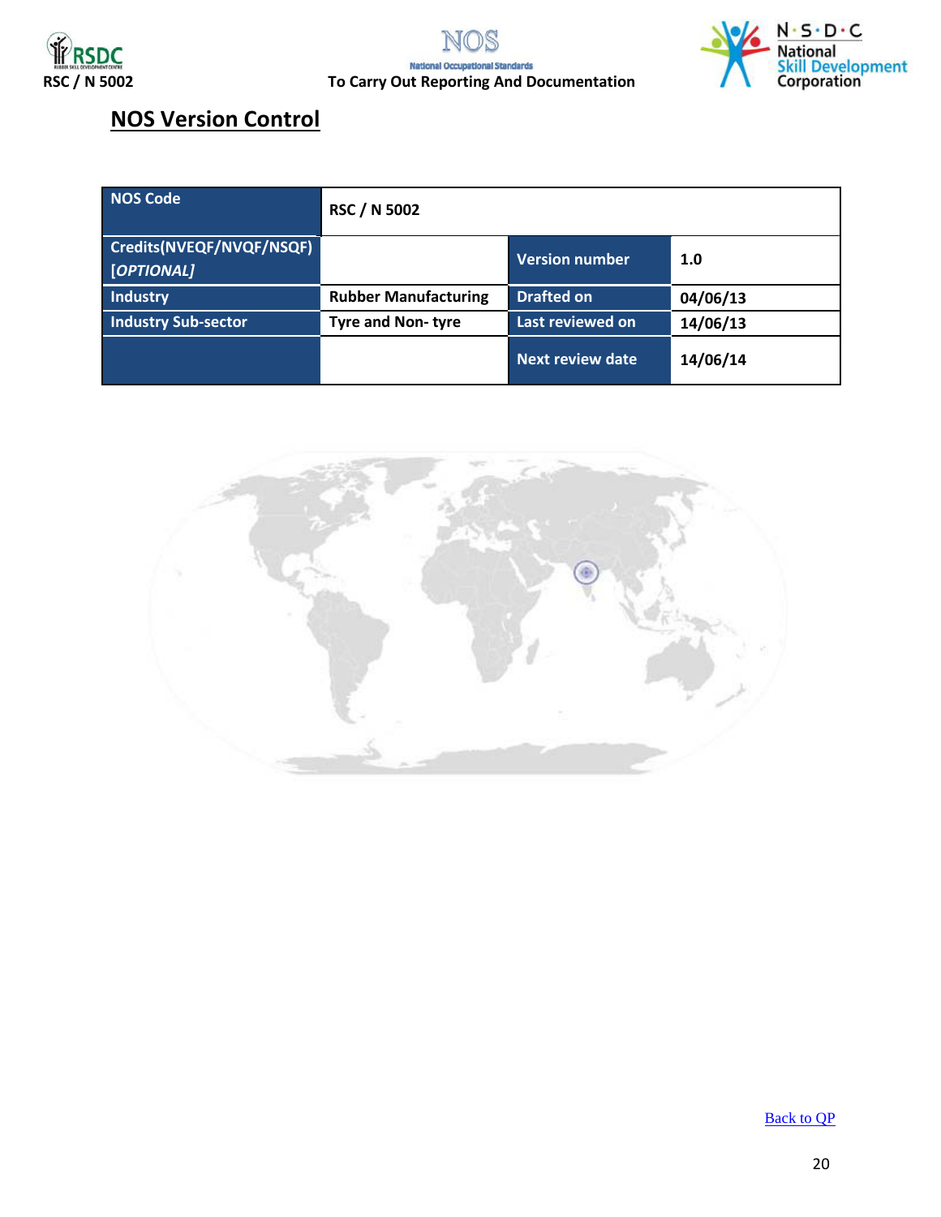## NOS Version Control

| NOS Code | RSC / N 5002 | | |
|---|---|---|---|
| Credits(NVEQF/NVQF/NSQF) *[OPTIONAL]* | | Version number | 1.0 |
| Industry | Rubber Manufacturing | Drafted on | 04/06/13 |
| Industry Sub-sector | Tyre and Non- tyre | Last reviewed on | 14/06/13 |
| | | Next review date | 14/06/14 |

Back to QP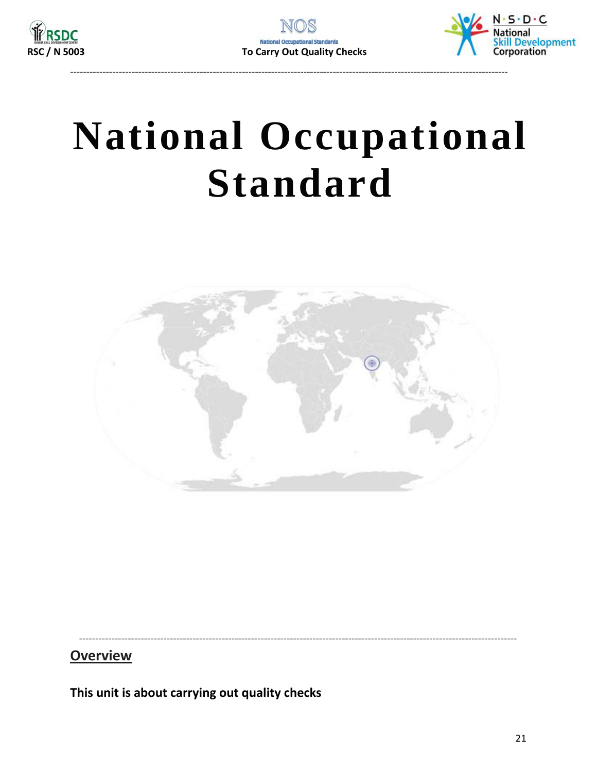# National Occupational Standard

## Overview

**This unit is about carrying out quality checks**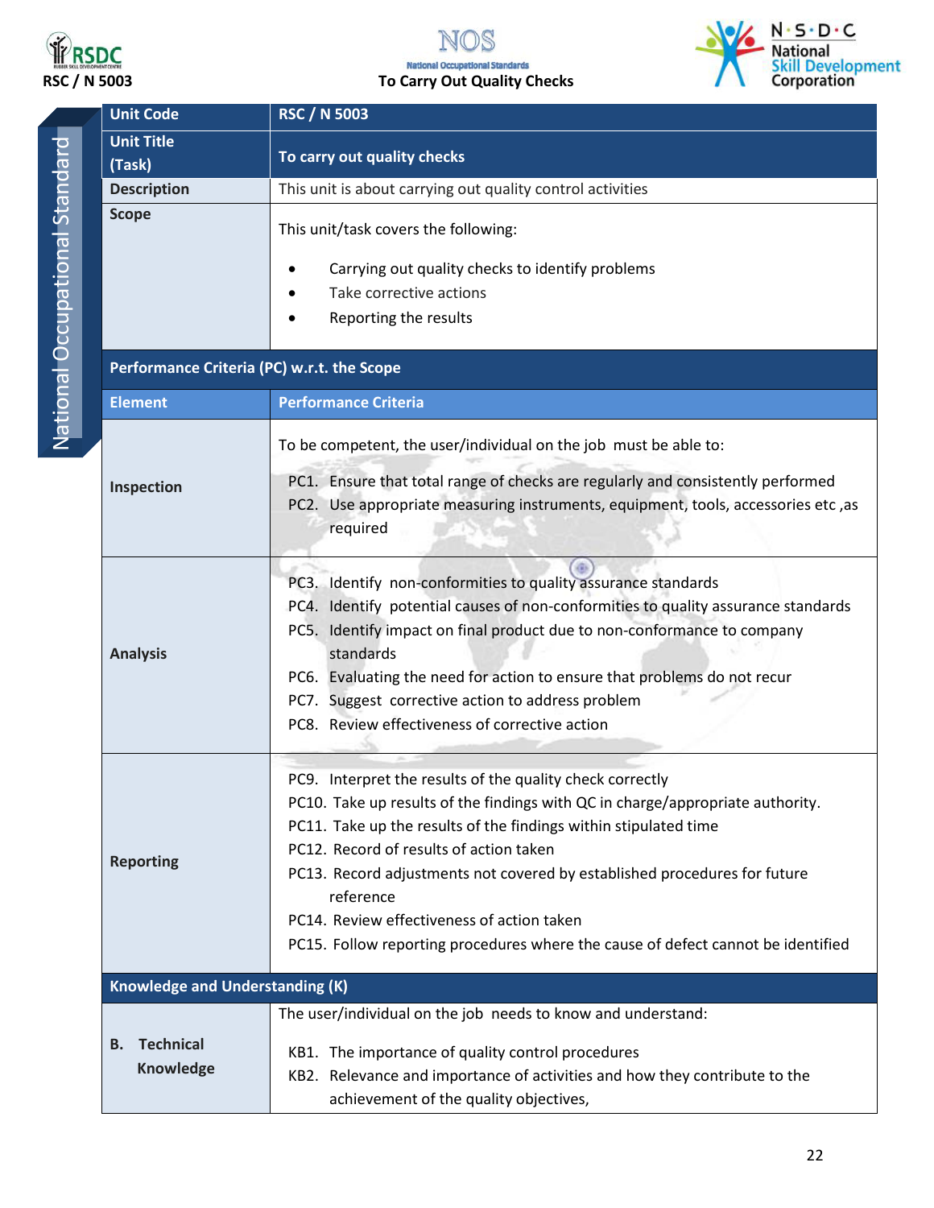| Unit Code | RSC / N 5003 |
|---|---|
| Unit Title (Task) | To carry out quality checks |
| Description | This unit is about carrying out quality control activities |
| Scope | This unit/task covers the following:<br>• Carrying out quality checks to identify problems<br>• Take corrective actions<br>• Reporting the results |
| **Performance Criteria (PC) w.r.t. the Scope** | |
| **Element** | **Performance Criteria** |
| Inspection | To be competent, the user/individual on the job must be able to:<br>PC1. Ensure that total range of checks are regularly and consistently performed<br>PC2. Use appropriate measuring instruments, equipment, tools, accessories etc ,as required |
| Analysis | PC3. Identify non-conformities to quality assurance standards<br>PC4. Identify potential causes of non-conformities to quality assurance standards<br>PC5. Identify impact on final product due to non-conformance to company standards<br>PC6. Evaluating the need for action to ensure that problems do not recur<br>PC7. Suggest corrective action to address problem<br>PC8. Review effectiveness of corrective action |
| Reporting | PC9. Interpret the results of the quality check correctly<br>PC10. Take up results of the findings with QC in charge/appropriate authority.<br>PC11. Take up the results of the findings within stipulated time<br>PC12. Record of results of action taken<br>PC13. Record adjustments not covered by established procedures for future reference<br>PC14. Review effectiveness of action taken<br>PC15. Follow reporting procedures where the cause of defect cannot be identified |
| **Knowledge and Understanding (K)** | |
| B. Technical Knowledge | The user/individual on the job needs to know and understand:<br>KB1. The importance of quality control procedures<br>KB2. Relevance and importance of activities and how they contribute to the achievement of the quality objectives, |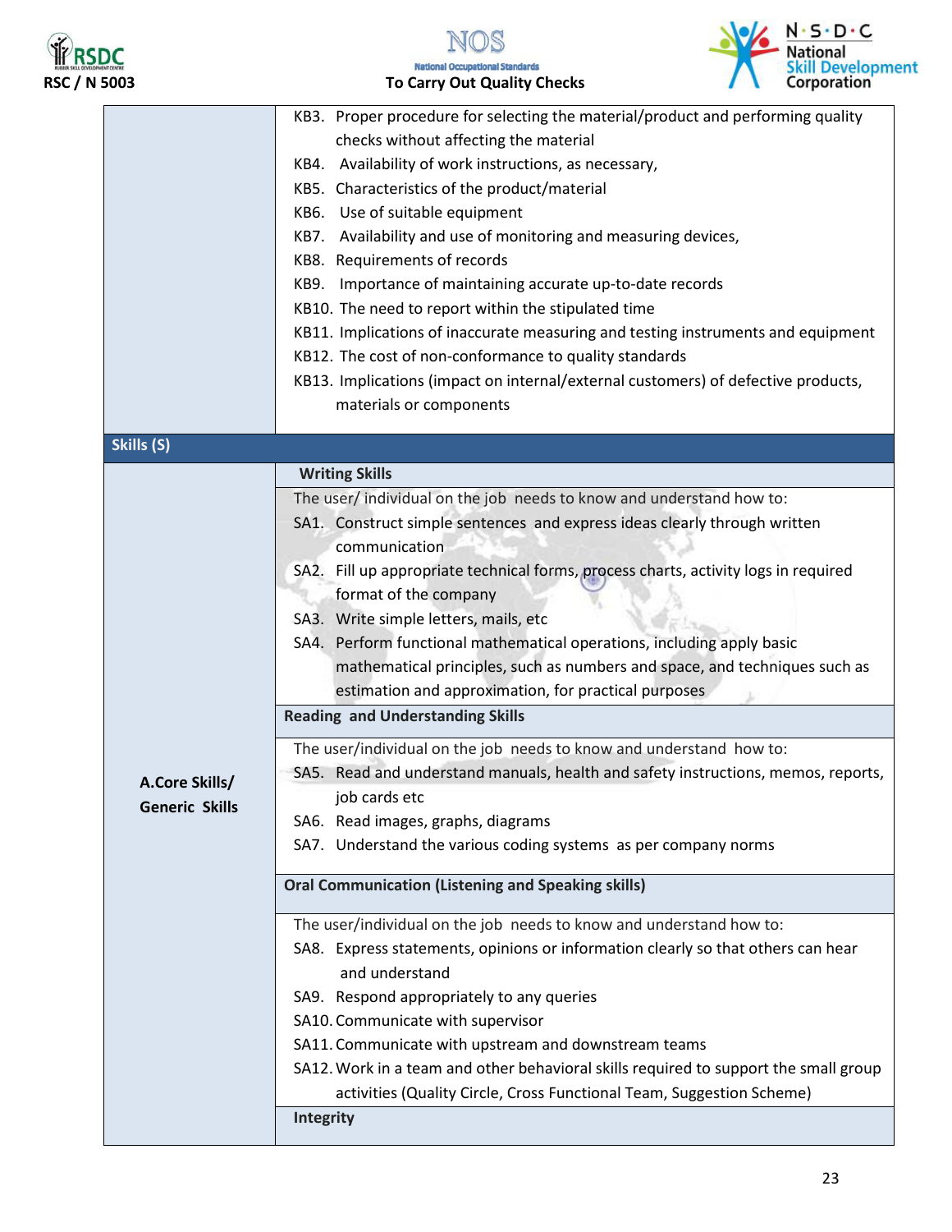| | |
|---|---|
| | KB3. Proper procedure for selecting the material/product and performing quality checks without affecting the material<br>KB4. Availability of work instructions, as necessary,<br>KB5. Characteristics of the product/material<br>KB6. Use of suitable equipment<br>KB7. Availability and use of monitoring and measuring devices,<br>KB8. Requirements of records<br>KB9. Importance of maintaining accurate up-to-date records<br>KB10. The need to report within the stipulated time<br>KB11. Implications of inaccurate measuring and testing instruments and equipment<br>KB12. The cost of non-conformance to quality standards<br>KB13. Implications (impact on internal/external customers) of defective products, materials or components |
| **Skills (S)** | |
| **A.Core Skills/ Generic Skills** | **Writing Skills** |
| | The user/ individual on the job needs to know and understand how to:<br>SA1. Construct simple sentences and express ideas clearly through written communication<br>SA2. Fill up appropriate technical forms, process charts, activity logs in required format of the company<br>SA3. Write simple letters, mails, etc<br>SA4. Perform functional mathematical operations, including apply basic mathematical principles, such as numbers and space, and techniques such as estimation and approximation, for practical purposes |
| | **Reading and Understanding Skills** |
| | The user/individual on the job needs to know and understand how to:<br>SA5. Read and understand manuals, health and safety instructions, memos, reports, job cards etc<br>SA6. Read images, graphs, diagrams<br>SA7. Understand the various coding systems as per company norms |
| | **Oral Communication (Listening and Speaking skills)** |
| | The user/individual on the job needs to know and understand how to:<br>SA8. Express statements, opinions or information clearly so that others can hear and understand<br>SA9. Respond appropriately to any queries<br>SA10. Communicate with supervisor<br>SA11. Communicate with upstream and downstream teams<br>SA12. Work in a team and other behavioral skills required to support the small group activities (Quality Circle, Cross Functional Team, Suggestion Scheme) |
| | **Integrity** |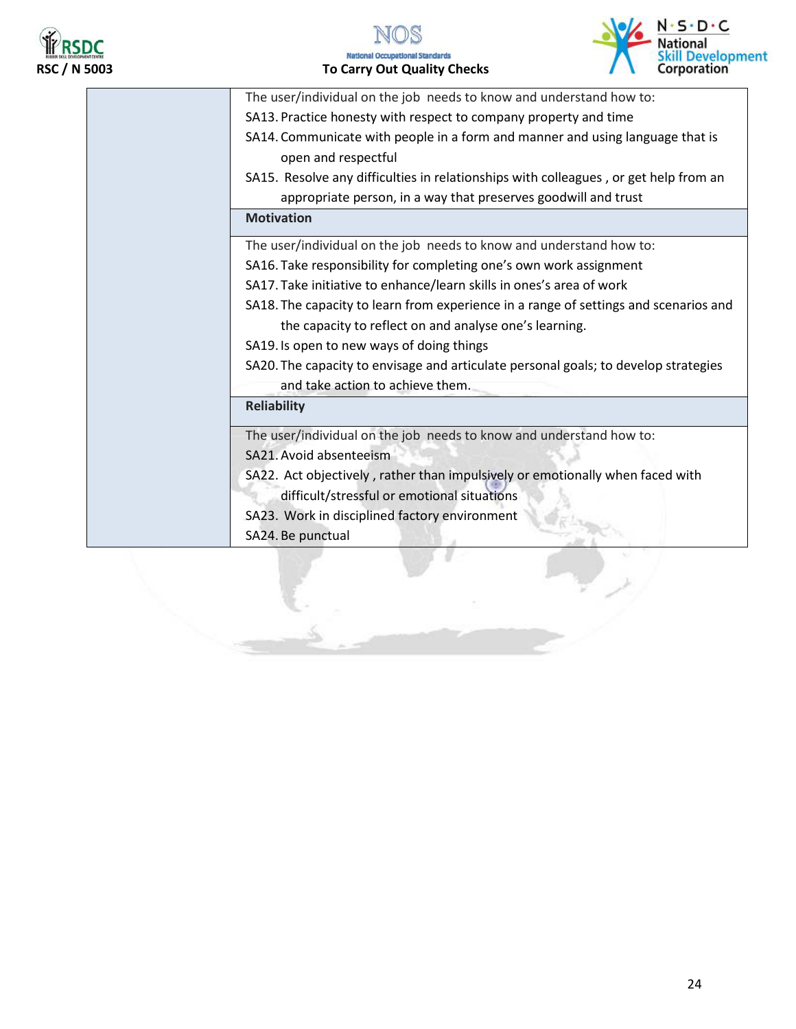| | |
|---|---|
| | The user/individual on the job needs to know and understand how to:<br>SA13. Practice honesty with respect to company property and time<br>SA14. Communicate with people in a form and manner and using language that is open and respectful<br>SA15. Resolve any difficulties in relationships with colleagues , or get help from an appropriate person, in a way that preserves goodwill and trust |
| | **Motivation** |
| | The user/individual on the job needs to know and understand how to:<br>SA16. Take responsibility for completing one's own work assignment<br>SA17. Take initiative to enhance/learn skills in ones's area of work<br>SA18. The capacity to learn from experience in a range of settings and scenarios and the capacity to reflect on and analyse one's learning.<br>SA19. Is open to new ways of doing things<br>SA20. The capacity to envisage and articulate personal goals; to develop strategies and take action to achieve them. |
| | **Reliability** |
| | The user/individual on the job needs to know and understand how to:<br>SA21. Avoid absenteeism<br>SA22. Act objectively , rather than impulsively or emotionally when faced with difficult/stressful or emotional situations<br>SA23. Work in disciplined factory environment<br>SA24. Be punctual |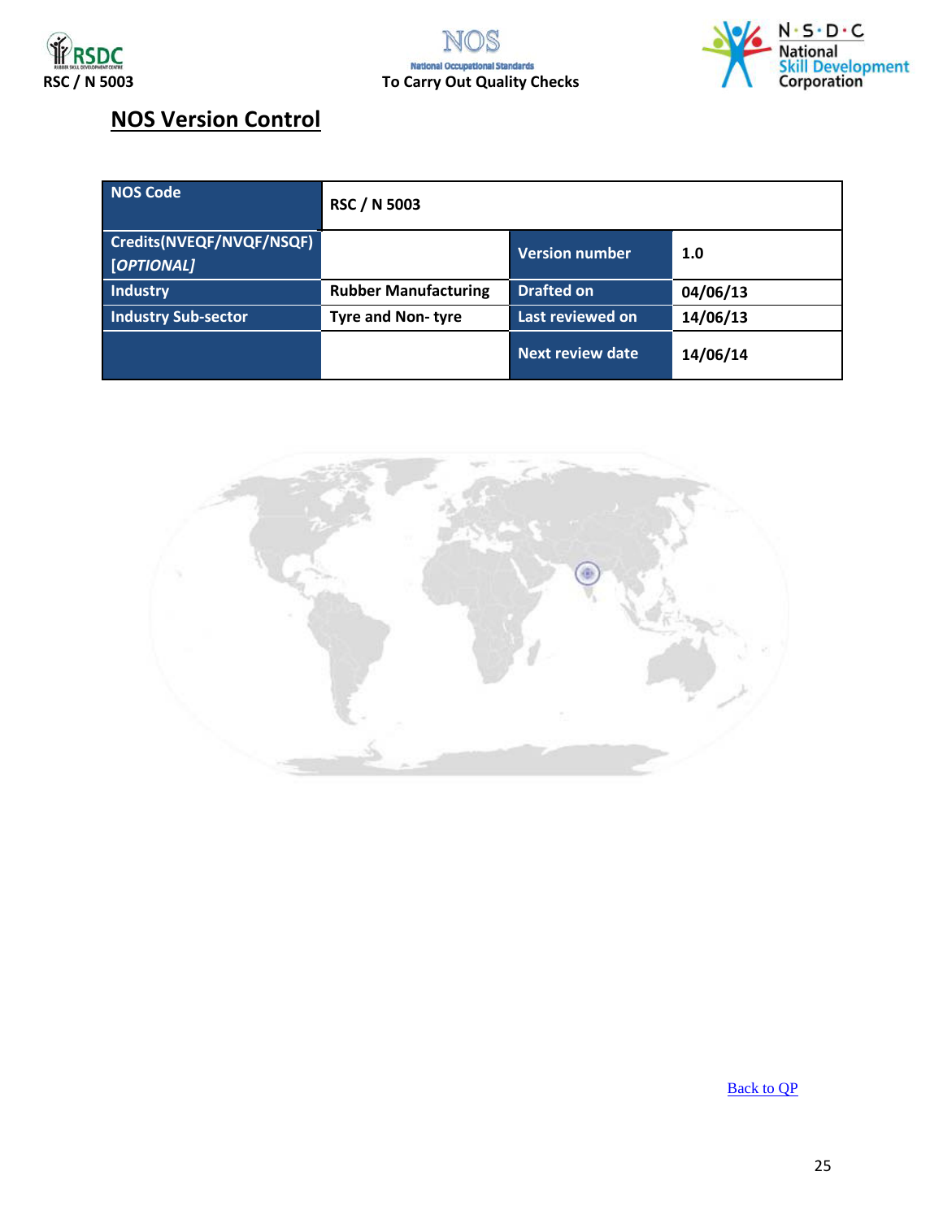## NOS Version Control

| NOS Code | RSC / N 5003 | | |
|---|---|---|---|
| Credits(NVEQF/NVQF/NSQF) *[OPTIONAL]* | | Version number | 1.0 |
| Industry | Rubber Manufacturing | Drafted on | 04/06/13 |
| Industry Sub-sector | Tyre and Non- tyre | Last reviewed on | 14/06/13 |
| | | Next review date | 14/06/14 |

Back to QP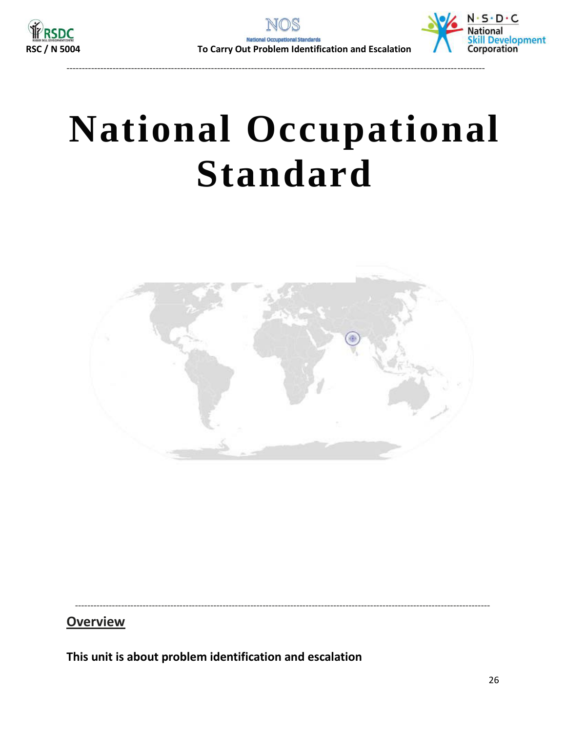# National Occupational Standard

## Overview

**This unit is about problem identification and escalation**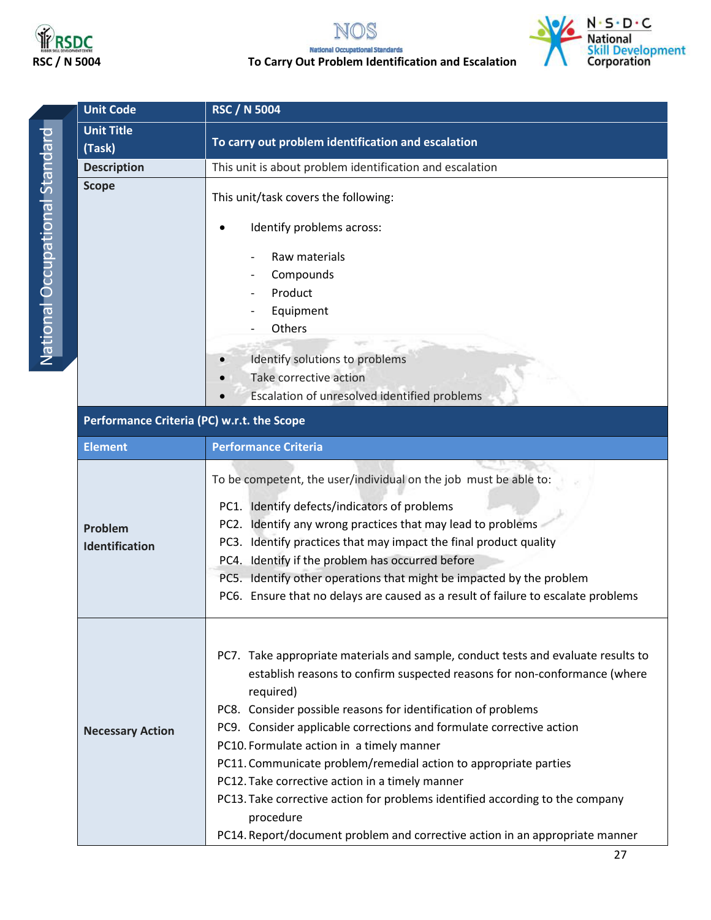| Unit Code | RSC / N 5004 |
|---|---|
| Unit Title (Task) | To carry out problem identification and escalation |
| Description | This unit is about problem identification and escalation |
| Scope | This unit/task covers the following:<br><br>• Identify problems across:<br>- Raw materials<br>- Compounds<br>- Product<br>- Equipment<br>- Others<br><br>• Identify solutions to problems<br>• Take corrective action<br>• Escalation of unresolved identified problems |
| **Performance Criteria (PC) w.r.t. the Scope** | |
| **Element** | **Performance Criteria** |
| Problem Identification | To be competent, the user/individual on the job must be able to:<br><br>PC1. Identify defects/indicators of problems<br>PC2. Identify any wrong practices that may lead to problems<br>PC3. Identify practices that may impact the final product quality<br>PC4. Identify if the problem has occurred before<br>PC5. Identify other operations that might be impacted by the problem<br>PC6. Ensure that no delays are caused as a result of failure to escalate problems |
| Necessary Action | PC7. Take appropriate materials and sample, conduct tests and evaluate results to establish reasons to confirm suspected reasons for non-conformance (where required)<br>PC8. Consider possible reasons for identification of problems<br>PC9. Consider applicable corrections and formulate corrective action<br>PC10. Formulate action in a timely manner<br>PC11. Communicate problem/remedial action to appropriate parties<br>PC12. Take corrective action in a timely manner<br>PC13. Take corrective action for problems identified according to the company procedure<br>PC14. Report/document problem and corrective action in an appropriate manner |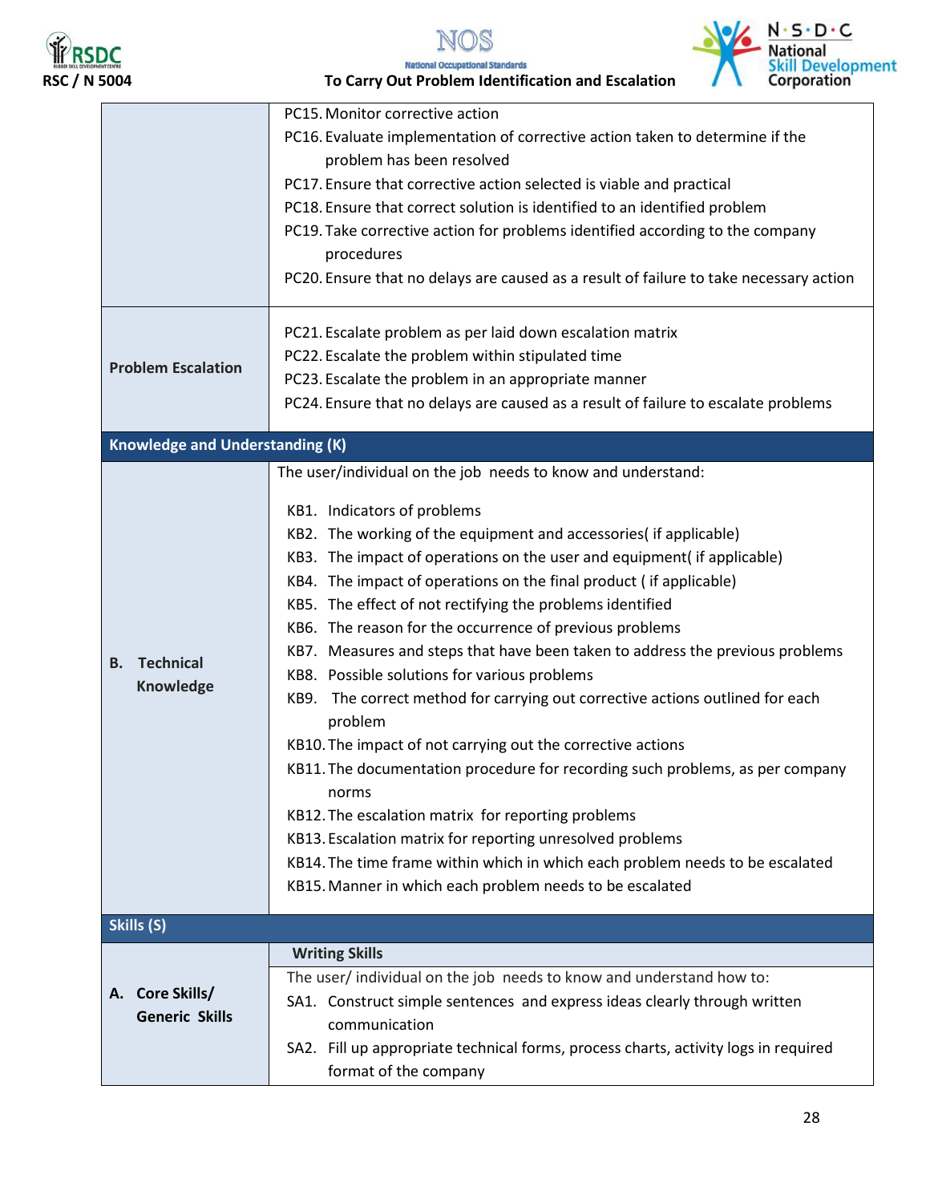| | |
|---|---|
| | PC15. Monitor corrective action<br>PC16. Evaluate implementation of corrective action taken to determine if the problem has been resolved<br>PC17. Ensure that corrective action selected is viable and practical<br>PC18. Ensure that correct solution is identified to an identified problem<br>PC19. Take corrective action for problems identified according to the company procedures<br>PC20. Ensure that no delays are caused as a result of failure to take necessary action |
| **Problem Escalation** | PC21. Escalate problem as per laid down escalation matrix<br>PC22. Escalate the problem within stipulated time<br>PC23. Escalate the problem in an appropriate manner<br>PC24. Ensure that no delays are caused as a result of failure to escalate problems |
| **Knowledge and Understanding (K)** | |
| **B. Technical Knowledge** | The user/individual on the job needs to know and understand:<br>KB1. Indicators of problems<br>KB2. The working of the equipment and accessories( if applicable)<br>KB3. The impact of operations on the user and equipment( if applicable)<br>KB4. The impact of operations on the final product ( if applicable)<br>KB5. The effect of not rectifying the problems identified<br>KB6. The reason for the occurrence of previous problems<br>KB7. Measures and steps that have been taken to address the previous problems<br>KB8. Possible solutions for various problems<br>KB9. The correct method for carrying out corrective actions outlined for each problem<br>KB10. The impact of not carrying out the corrective actions<br>KB11. The documentation procedure for recording such problems, as per company norms<br>KB12. The escalation matrix for reporting problems<br>KB13. Escalation matrix for reporting unresolved problems<br>KB14. The time frame within which in which each problem needs to be escalated<br>KB15. Manner in which each problem needs to be escalated |
| **Skills (S)** | |
| **A. Core Skills/ Generic Skills** | **Writing Skills**<br>The user/ individual on the job needs to know and understand how to:<br>SA1. Construct simple sentences and express ideas clearly through written communication<br>SA2. Fill up appropriate technical forms, process charts, activity logs in required format of the company |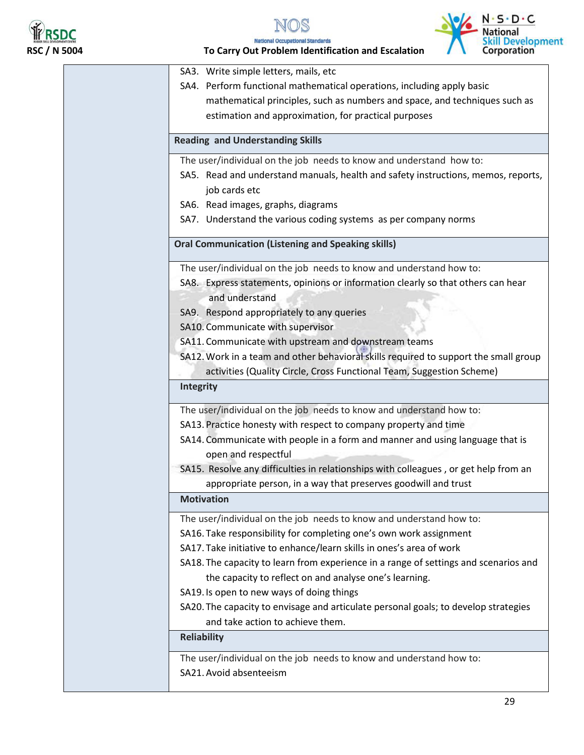SA3. Write simple letters, mails, etc

SA4. Perform functional mathematical operations, including apply basic mathematical principles, such as numbers and space, and techniques such as estimation and approximation, for practical purposes

**Reading and Understanding Skills**

The user/individual on the job needs to know and understand how to:

SA5. Read and understand manuals, health and safety instructions, memos, reports, job cards etc

SA6. Read images, graphs, diagrams

SA7. Understand the various coding systems as per company norms

**Oral Communication (Listening and Speaking skills)**

The user/individual on the job needs to know and understand how to:

SA8. Express statements, opinions or information clearly so that others can hear and understand

SA9. Respond appropriately to any queries

SA10. Communicate with supervisor

SA11. Communicate with upstream and downstream teams

SA12. Work in a team and other behavioral skills required to support the small group activities (Quality Circle, Cross Functional Team, Suggestion Scheme)

**Integrity**

The user/individual on the job needs to know and understand how to:

SA13. Practice honesty with respect to company property and time

SA14. Communicate with people in a form and manner and using language that is open and respectful

SA15. Resolve any difficulties in relationships with colleagues , or get help from an appropriate person, in a way that preserves goodwill and trust

**Motivation**

The user/individual on the job needs to know and understand how to:

SA16. Take responsibility for completing one's own work assignment

SA17. Take initiative to enhance/learn skills in ones's area of work

SA18. The capacity to learn from experience in a range of settings and scenarios and the capacity to reflect on and analyse one's learning.

SA19. Is open to new ways of doing things

SA20. The capacity to envisage and articulate personal goals; to develop strategies and take action to achieve them.

**Reliability**

The user/individual on the job needs to know and understand how to:

SA21. Avoid absenteeism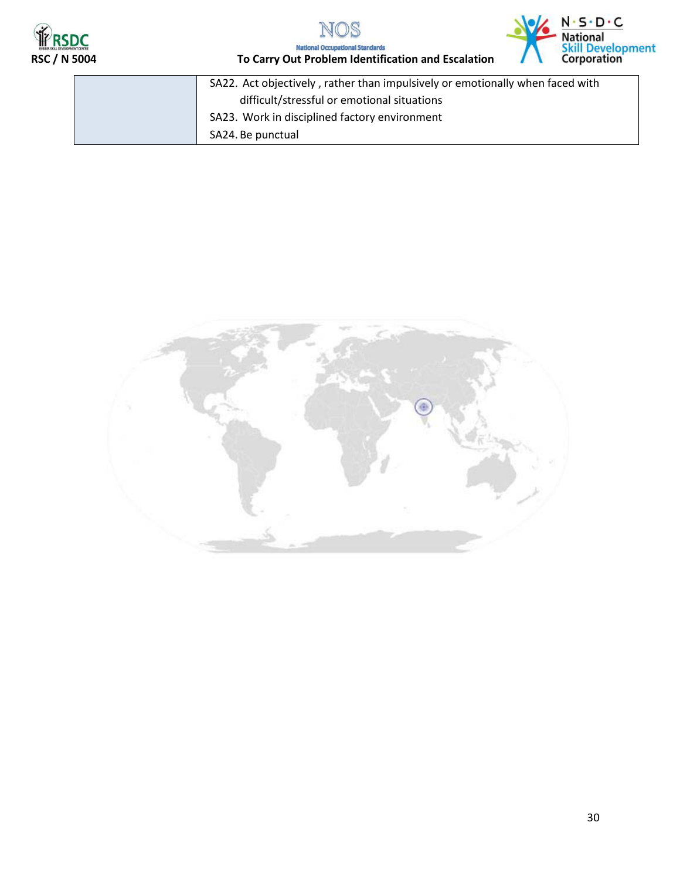| | |
|---|---|
| | SA22. Act objectively , rather than impulsively or emotionally when faced with difficult/stressful or emotional situations<br>SA23. Work in disciplined factory environment<br>SA24. Be punctual |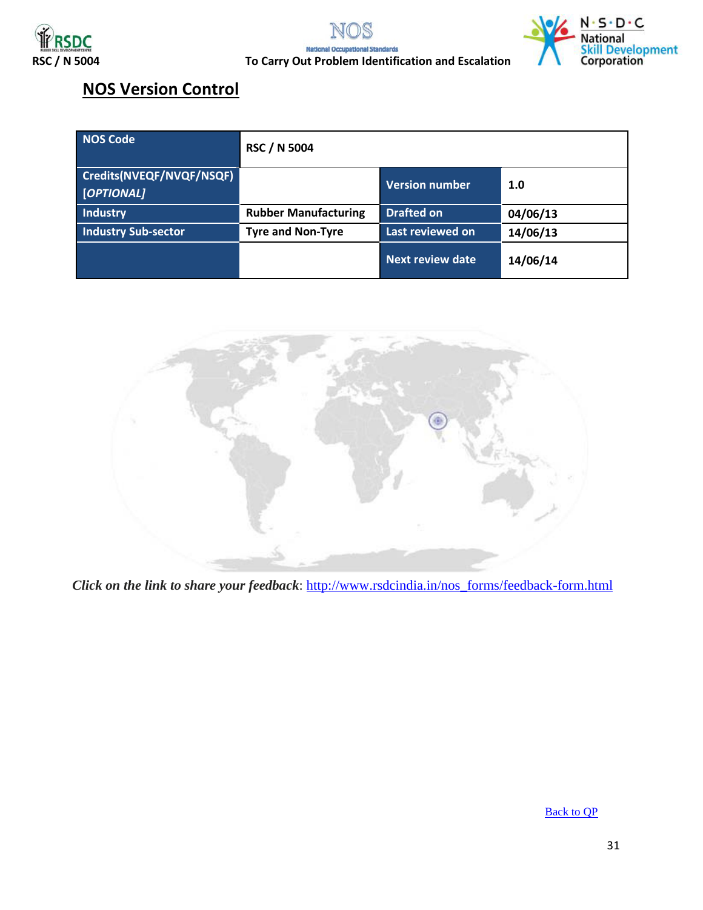## NOS Version Control

| | | | |
|---|---|---|---|
| **NOS Code** | **RSC / N 5004** | | |
| **Credits(NVEQF/NVQF/NSQF) *[OPTIONAL]*** | | **Version number** | **1.0** |
| **Industry** | **Rubber Manufacturing** | **Drafted on** | **04/06/13** |
| **Industry Sub-sector** | **Tyre and Non-Tyre** | **Last reviewed on** | **14/06/13** |
| | | **Next review date** | **14/06/14** |

***Click on the link to share your feedback***: http://www.rsdcindia.in/nos_forms/feedback-form.html

Back to QP